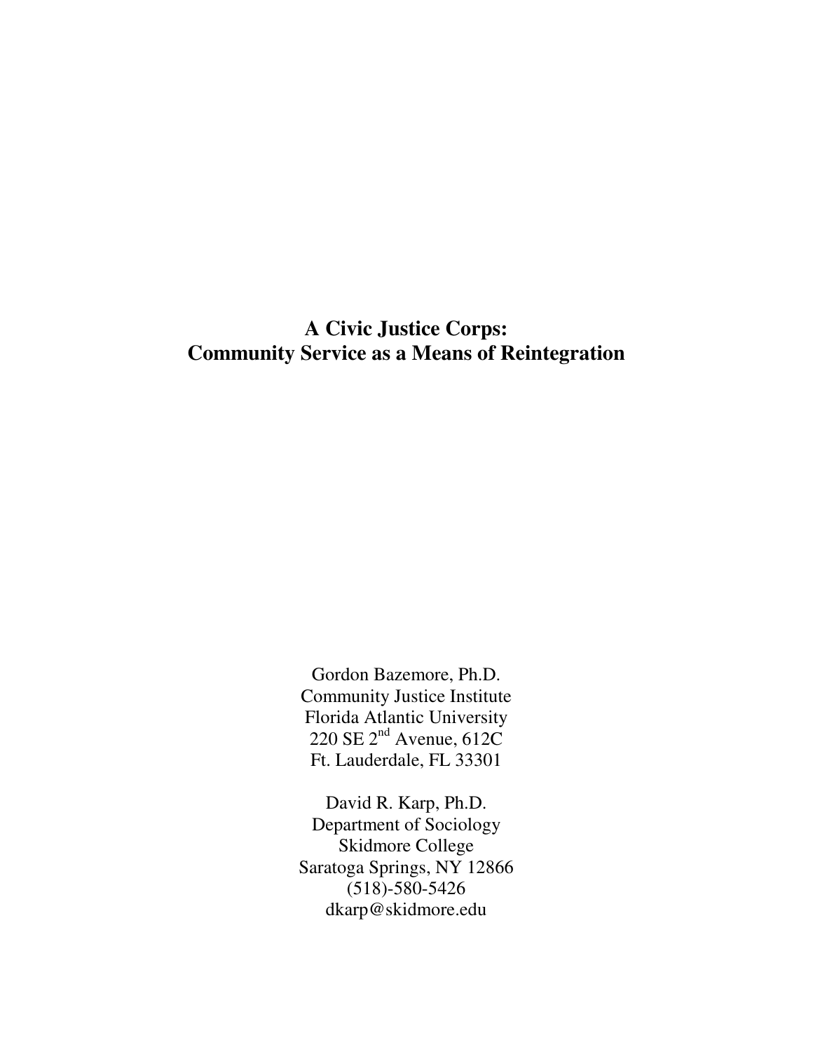# A Civic Justice Corps: Community Service as a Means of Reintegration

Gordon Bazemore, Ph.D.
Community Justice Institute
Florida Atlantic University
220 SE 2nd Avenue, 612C
Ft. Lauderdale, FL 33301

David R. Karp, Ph.D.
Department of Sociology
Skidmore College
Saratoga Springs, NY 12866
(518)-580-5426
dkarp@skidmore.edu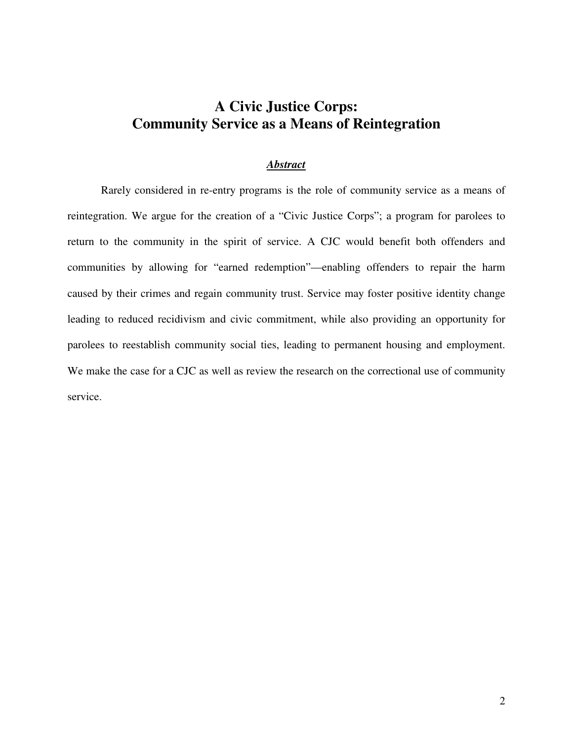# A Civic Justice Corps:
# Community Service as a Means of Reintegration

***Abstract***

Rarely considered in re-entry programs is the role of community service as a means of reintegration. We argue for the creation of a "Civic Justice Corps"; a program for parolees to return to the community in the spirit of service. A CJC would benefit both offenders and communities by allowing for "earned redemption"—enabling offenders to repair the harm caused by their crimes and regain community trust. Service may foster positive identity change leading to reduced recidivism and civic commitment, while also providing an opportunity for parolees to reestablish community social ties, leading to permanent housing and employment. We make the case for a CJC as well as review the research on the correctional use of community service.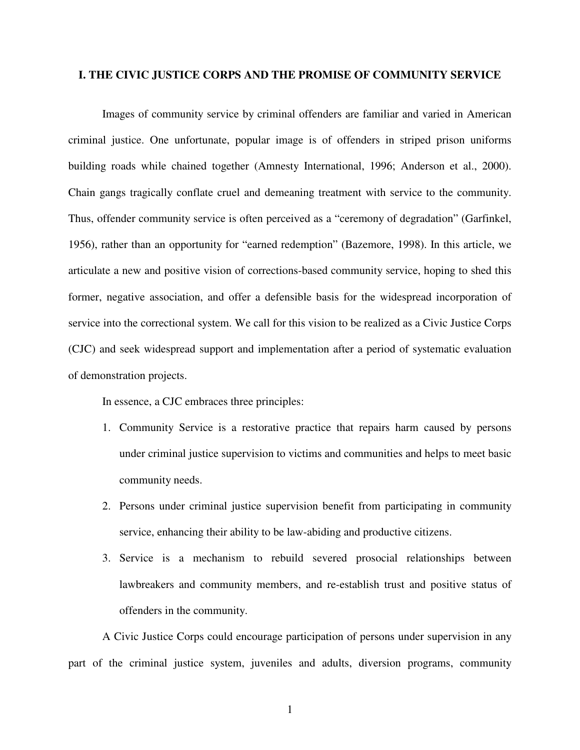## I. THE CIVIC JUSTICE CORPS AND THE PROMISE OF COMMUNITY SERVICE

Images of community service by criminal offenders are familiar and varied in American criminal justice. One unfortunate, popular image is of offenders in striped prison uniforms building roads while chained together (Amnesty International, 1996; Anderson et al., 2000). Chain gangs tragically conflate cruel and demeaning treatment with service to the community. Thus, offender community service is often perceived as a "ceremony of degradation" (Garfinkel, 1956), rather than an opportunity for "earned redemption" (Bazemore, 1998). In this article, we articulate a new and positive vision of corrections-based community service, hoping to shed this former, negative association, and offer a defensible basis for the widespread incorporation of service into the correctional system. We call for this vision to be realized as a Civic Justice Corps (CJC) and seek widespread support and implementation after a period of systematic evaluation of demonstration projects.

In essence, a CJC embraces three principles:

1. Community Service is a restorative practice that repairs harm caused by persons under criminal justice supervision to victims and communities and helps to meet basic community needs.
2. Persons under criminal justice supervision benefit from participating in community service, enhancing their ability to be law-abiding and productive citizens.
3. Service is a mechanism to rebuild severed prosocial relationships between lawbreakers and community members, and re-establish trust and positive status of offenders in the community.

A Civic Justice Corps could encourage participation of persons under supervision in any part of the criminal justice system, juveniles and adults, diversion programs, community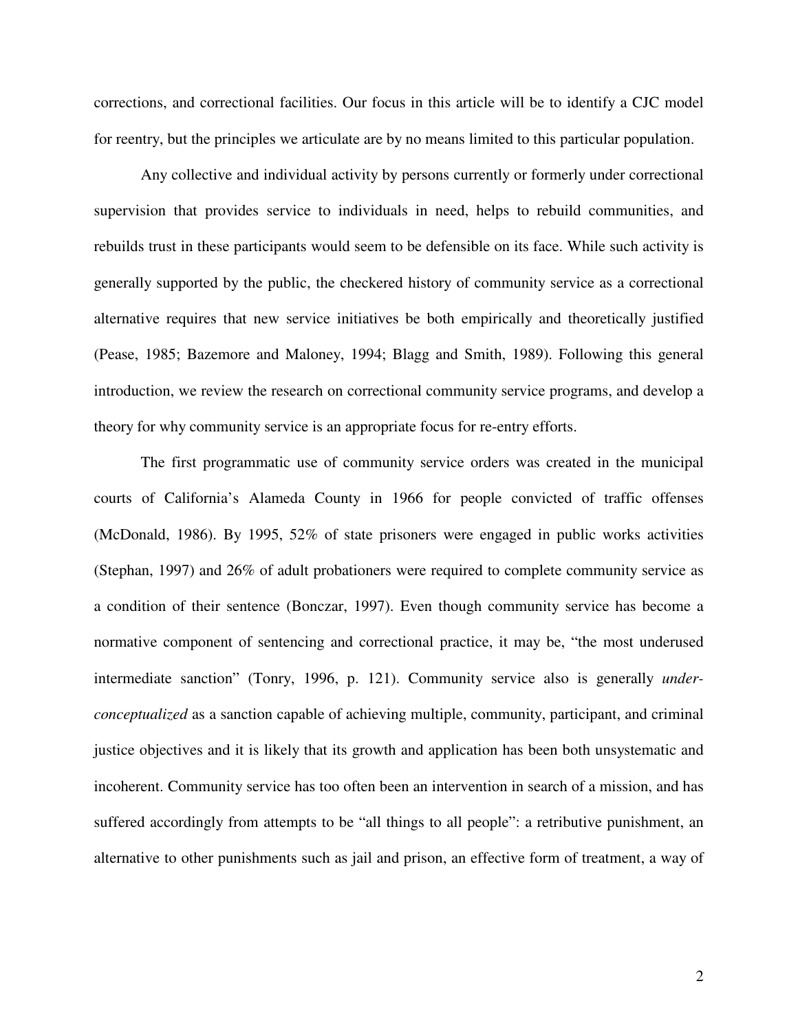corrections, and correctional facilities. Our focus in this article will be to identify a CJC model for reentry, but the principles we articulate are by no means limited to this particular population.

Any collective and individual activity by persons currently or formerly under correctional supervision that provides service to individuals in need, helps to rebuild communities, and rebuilds trust in these participants would seem to be defensible on its face. While such activity is generally supported by the public, the checkered history of community service as a correctional alternative requires that new service initiatives be both empirically and theoretically justified (Pease, 1985; Bazemore and Maloney, 1994; Blagg and Smith, 1989). Following this general introduction, we review the research on correctional community service programs, and develop a theory for why community service is an appropriate focus for re-entry efforts.

The first programmatic use of community service orders was created in the municipal courts of California's Alameda County in 1966 for people convicted of traffic offenses (McDonald, 1986). By 1995, 52% of state prisoners were engaged in public works activities (Stephan, 1997) and 26% of adult probationers were required to complete community service as a condition of their sentence (Bonczar, 1997). Even though community service has become a normative component of sentencing and correctional practice, it may be, "the most underused intermediate sanction" (Tonry, 1996, p. 121). Community service also is generally *under-conceptualized* as a sanction capable of achieving multiple, community, participant, and criminal justice objectives and it is likely that its growth and application has been both unsystematic and incoherent. Community service has too often been an intervention in search of a mission, and has suffered accordingly from attempts to be "all things to all people": a retributive punishment, an alternative to other punishments such as jail and prison, an effective form of treatment, a way of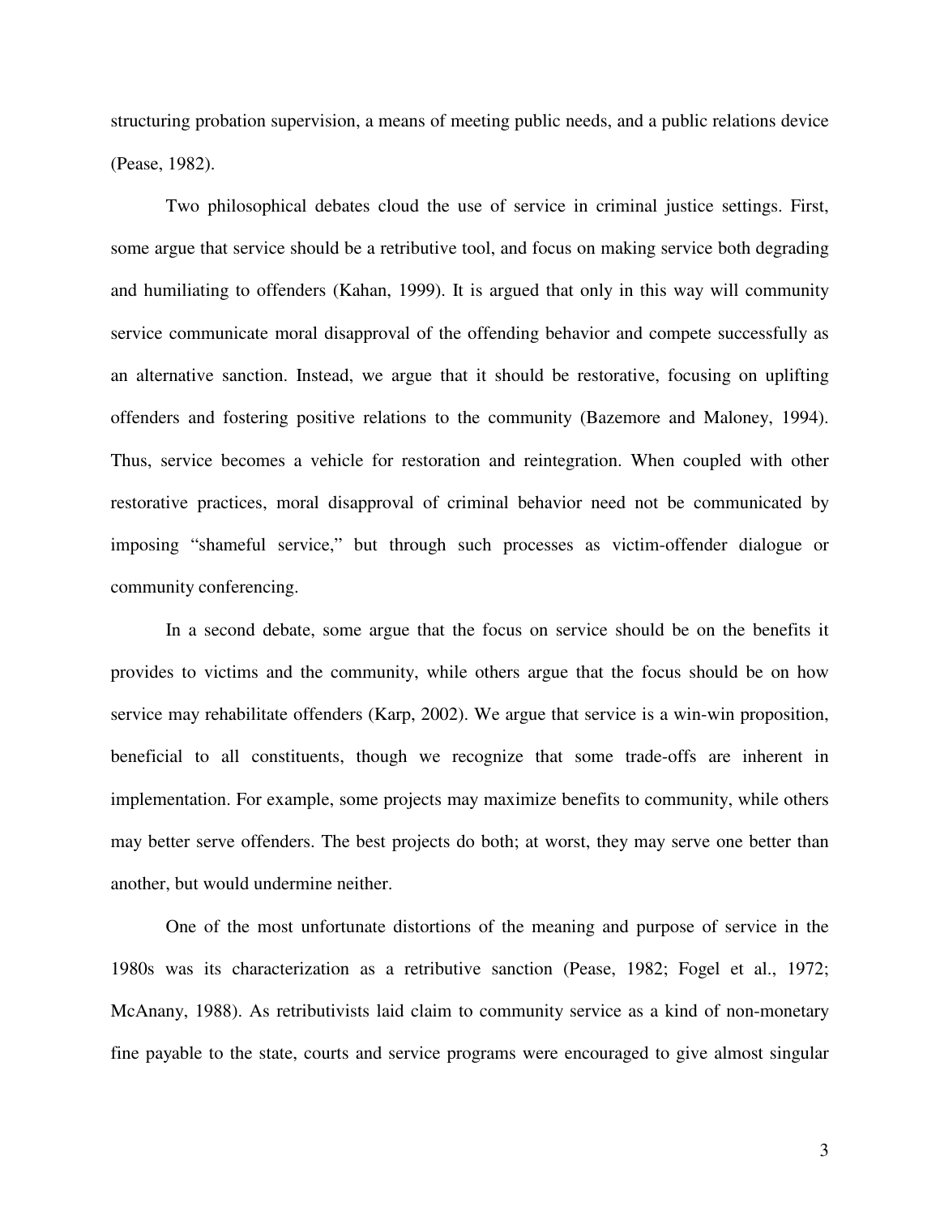structuring probation supervision, a means of meeting public needs, and a public relations device (Pease, 1982).

Two philosophical debates cloud the use of service in criminal justice settings. First, some argue that service should be a retributive tool, and focus on making service both degrading and humiliating to offenders (Kahan, 1999). It is argued that only in this way will community service communicate moral disapproval of the offending behavior and compete successfully as an alternative sanction. Instead, we argue that it should be restorative, focusing on uplifting offenders and fostering positive relations to the community (Bazemore and Maloney, 1994). Thus, service becomes a vehicle for restoration and reintegration. When coupled with other restorative practices, moral disapproval of criminal behavior need not be communicated by imposing "shameful service," but through such processes as victim-offender dialogue or community conferencing.

In a second debate, some argue that the focus on service should be on the benefits it provides to victims and the community, while others argue that the focus should be on how service may rehabilitate offenders (Karp, 2002). We argue that service is a win-win proposition, beneficial to all constituents, though we recognize that some trade-offs are inherent in implementation. For example, some projects may maximize benefits to community, while others may better serve offenders. The best projects do both; at worst, they may serve one better than another, but would undermine neither.

One of the most unfortunate distortions of the meaning and purpose of service in the 1980s was its characterization as a retributive sanction (Pease, 1982; Fogel et al., 1972; McAnany, 1988). As retributivists laid claim to community service as a kind of non-monetary fine payable to the state, courts and service programs were encouraged to give almost singular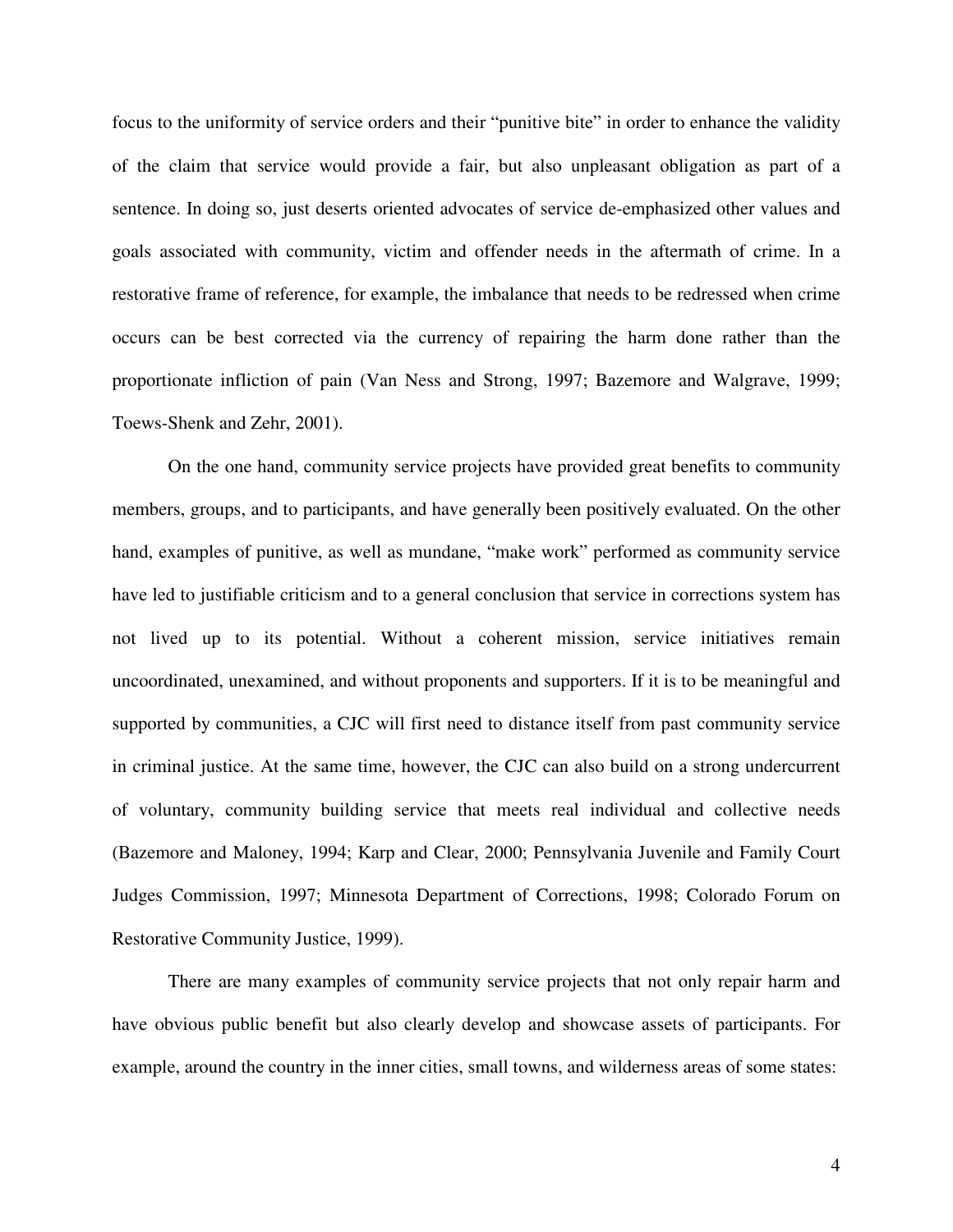focus to the uniformity of service orders and their "punitive bite" in order to enhance the validity of the claim that service would provide a fair, but also unpleasant obligation as part of a sentence. In doing so, just deserts oriented advocates of service de-emphasized other values and goals associated with community, victim and offender needs in the aftermath of crime. In a restorative frame of reference, for example, the imbalance that needs to be redressed when crime occurs can be best corrected via the currency of repairing the harm done rather than the proportionate infliction of pain (Van Ness and Strong, 1997; Bazemore and Walgrave, 1999; Toews-Shenk and Zehr, 2001).

On the one hand, community service projects have provided great benefits to community members, groups, and to participants, and have generally been positively evaluated. On the other hand, examples of punitive, as well as mundane, "make work" performed as community service have led to justifiable criticism and to a general conclusion that service in corrections system has not lived up to its potential. Without a coherent mission, service initiatives remain uncoordinated, unexamined, and without proponents and supporters. If it is to be meaningful and supported by communities, a CJC will first need to distance itself from past community service in criminal justice. At the same time, however, the CJC can also build on a strong undercurrent of voluntary, community building service that meets real individual and collective needs (Bazemore and Maloney, 1994; Karp and Clear, 2000; Pennsylvania Juvenile and Family Court Judges Commission, 1997; Minnesota Department of Corrections, 1998; Colorado Forum on Restorative Community Justice, 1999).

There are many examples of community service projects that not only repair harm and have obvious public benefit but also clearly develop and showcase assets of participants. For example, around the country in the inner cities, small towns, and wilderness areas of some states: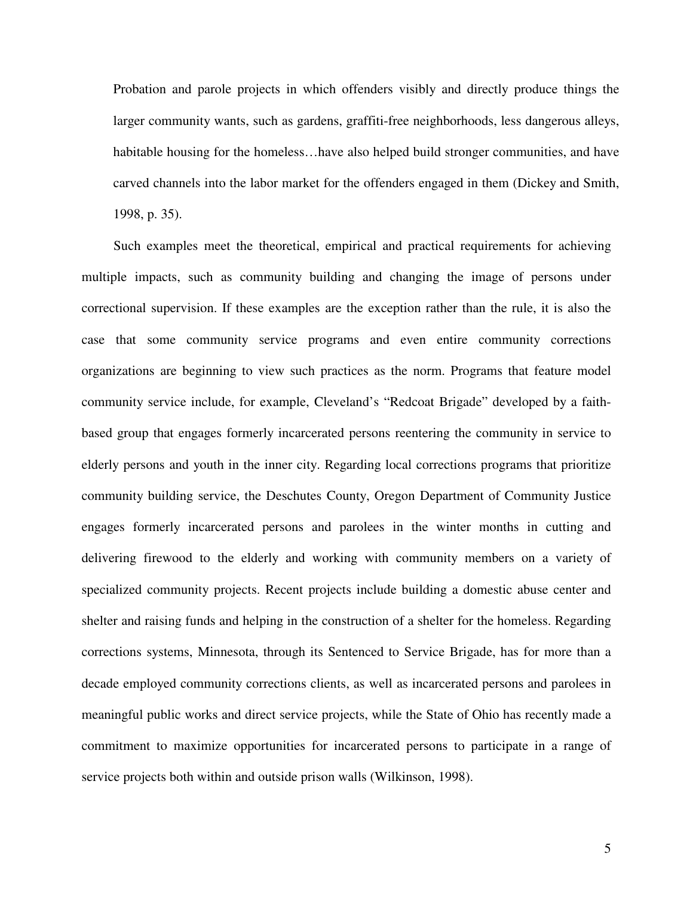> Probation and parole projects in which offenders visibly and directly produce things the larger community wants, such as gardens, graffiti-free neighborhoods, less dangerous alleys, habitable housing for the homeless…have also helped build stronger communities, and have carved channels into the labor market for the offenders engaged in them (Dickey and Smith, 1998, p. 35).

Such examples meet the theoretical, empirical and practical requirements for achieving multiple impacts, such as community building and changing the image of persons under correctional supervision. If these examples are the exception rather than the rule, it is also the case that some community service programs and even entire community corrections organizations are beginning to view such practices as the norm. Programs that feature model community service include, for example, Cleveland's "Redcoat Brigade" developed by a faith-based group that engages formerly incarcerated persons reentering the community in service to elderly persons and youth in the inner city. Regarding local corrections programs that prioritize community building service, the Deschutes County, Oregon Department of Community Justice engages formerly incarcerated persons and parolees in the winter months in cutting and delivering firewood to the elderly and working with community members on a variety of specialized community projects. Recent projects include building a domestic abuse center and shelter and raising funds and helping in the construction of a shelter for the homeless. Regarding corrections systems, Minnesota, through its Sentenced to Service Brigade, has for more than a decade employed community corrections clients, as well as incarcerated persons and parolees in meaningful public works and direct service projects, while the State of Ohio has recently made a commitment to maximize opportunities for incarcerated persons to participate in a range of service projects both within and outside prison walls (Wilkinson, 1998).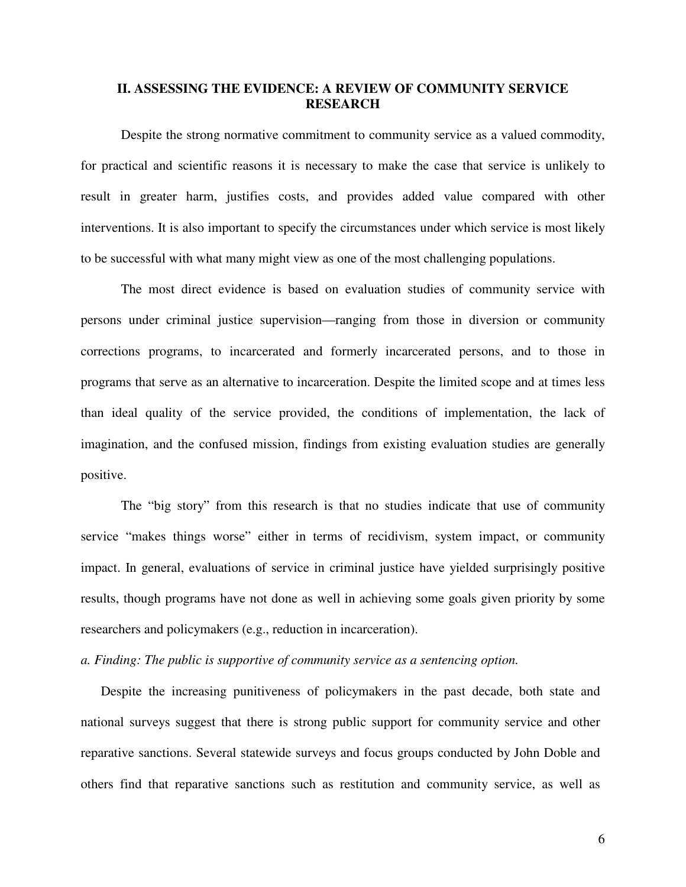## II. ASSESSING THE EVIDENCE: A REVIEW OF COMMUNITY SERVICE RESEARCH

Despite the strong normative commitment to community service as a valued commodity, for practical and scientific reasons it is necessary to make the case that service is unlikely to result in greater harm, justifies costs, and provides added value compared with other interventions. It is also important to specify the circumstances under which service is most likely to be successful with what many might view as one of the most challenging populations.

The most direct evidence is based on evaluation studies of community service with persons under criminal justice supervision—ranging from those in diversion or community corrections programs, to incarcerated and formerly incarcerated persons, and to those in programs that serve as an alternative to incarceration. Despite the limited scope and at times less than ideal quality of the service provided, the conditions of implementation, the lack of imagination, and the confused mission, findings from existing evaluation studies are generally positive.

The "big story" from this research is that no studies indicate that use of community service "makes things worse" either in terms of recidivism, system impact, or community impact. In general, evaluations of service in criminal justice have yielded surprisingly positive results, though programs have not done as well in achieving some goals given priority by some researchers and policymakers (e.g., reduction in incarceration).

*a. Finding: The public is supportive of community service as a sentencing option.*

Despite the increasing punitiveness of policymakers in the past decade, both state and national surveys suggest that there is strong public support for community service and other reparative sanctions. Several statewide surveys and focus groups conducted by John Doble and others find that reparative sanctions such as restitution and community service, as well as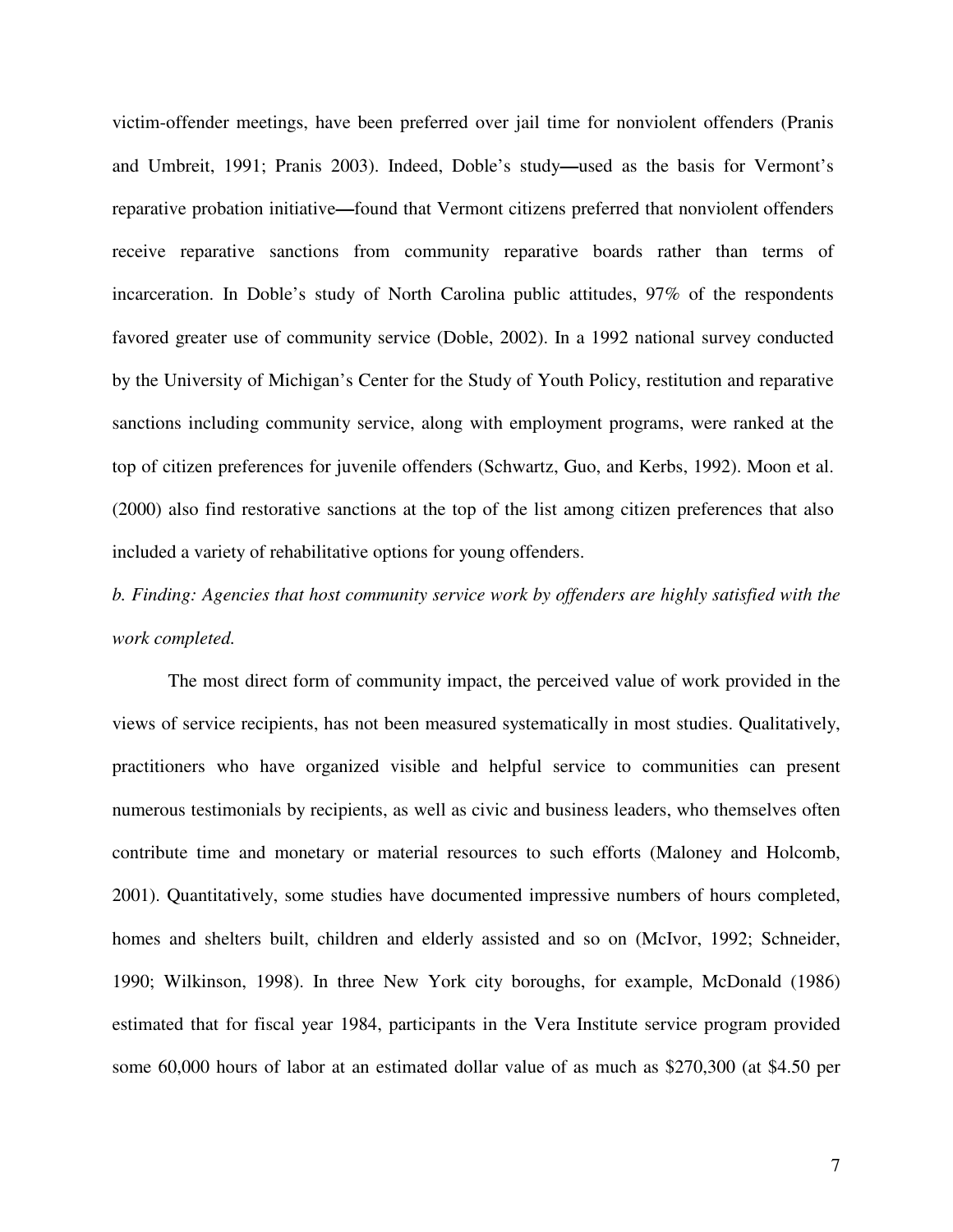victim-offender meetings, have been preferred over jail time for nonviolent offenders (Pranis and Umbreit, 1991; Pranis 2003). Indeed, Doble's study—used as the basis for Vermont's reparative probation initiative—found that Vermont citizens preferred that nonviolent offenders receive reparative sanctions from community reparative boards rather than terms of incarceration. In Doble's study of North Carolina public attitudes, 97% of the respondents favored greater use of community service (Doble, 2002). In a 1992 national survey conducted by the University of Michigan's Center for the Study of Youth Policy, restitution and reparative sanctions including community service, along with employment programs, were ranked at the top of citizen preferences for juvenile offenders (Schwartz, Guo, and Kerbs, 1992). Moon et al. (2000) also find restorative sanctions at the top of the list among citizen preferences that also included a variety of rehabilitative options for young offenders.

*b. Finding: Agencies that host community service work by offenders are highly satisfied with the work completed.*

The most direct form of community impact, the perceived value of work provided in the views of service recipients, has not been measured systematically in most studies. Qualitatively, practitioners who have organized visible and helpful service to communities can present numerous testimonials by recipients, as well as civic and business leaders, who themselves often contribute time and monetary or material resources to such efforts (Maloney and Holcomb, 2001). Quantitatively, some studies have documented impressive numbers of hours completed, homes and shelters built, children and elderly assisted and so on (McIvor, 1992; Schneider, 1990; Wilkinson, 1998). In three New York city boroughs, for example, McDonald (1986) estimated that for fiscal year 1984, participants in the Vera Institute service program provided some 60,000 hours of labor at an estimated dollar value of as much as $270,300 (at $4.50 per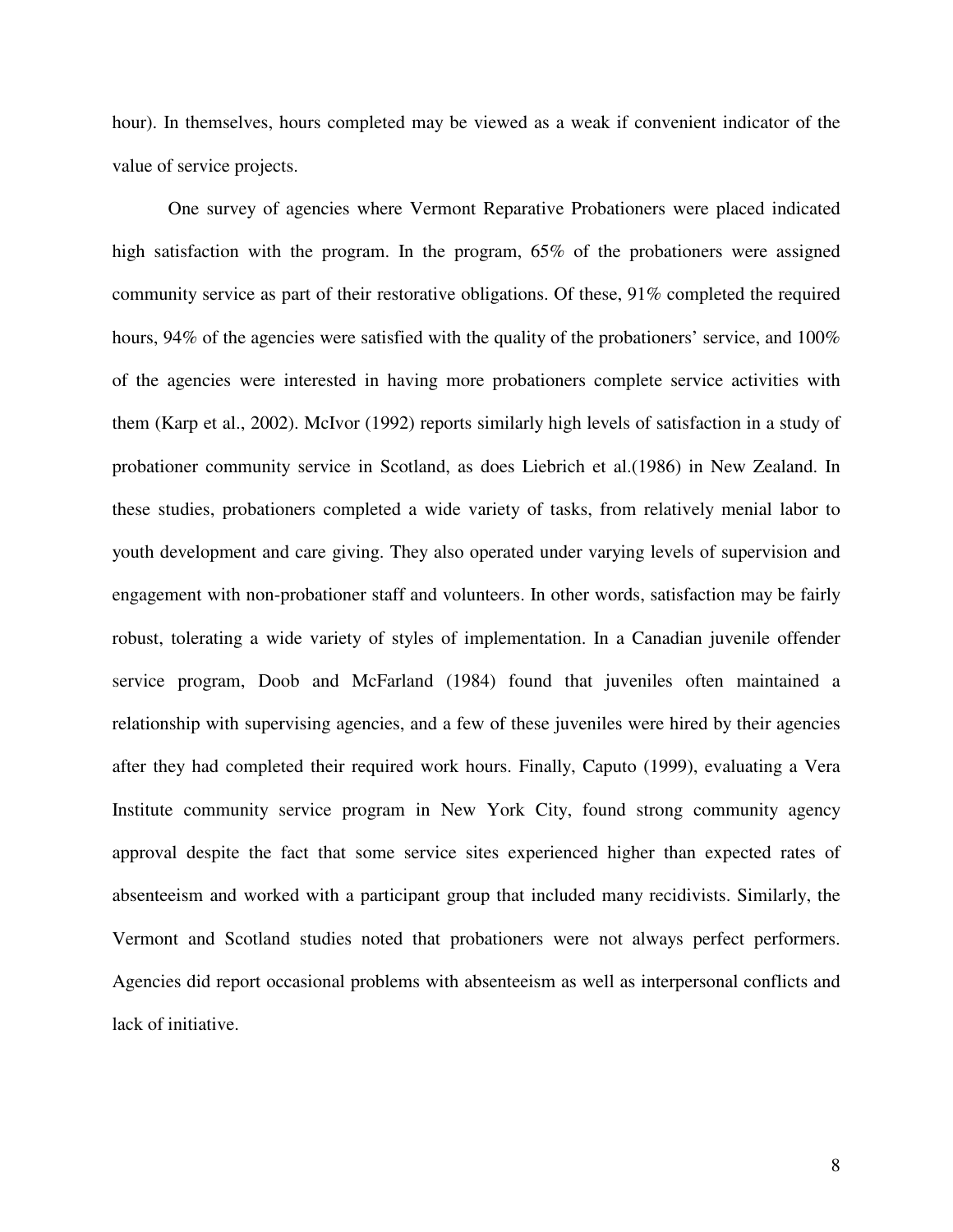hour). In themselves, hours completed may be viewed as a weak if convenient indicator of the value of service projects.

One survey of agencies where Vermont Reparative Probationers were placed indicated high satisfaction with the program. In the program, 65% of the probationers were assigned community service as part of their restorative obligations. Of these, 91% completed the required hours, 94% of the agencies were satisfied with the quality of the probationers' service, and 100% of the agencies were interested in having more probationers complete service activities with them (Karp et al., 2002). McIvor (1992) reports similarly high levels of satisfaction in a study of probationer community service in Scotland, as does Liebrich et al.(1986) in New Zealand. In these studies, probationers completed a wide variety of tasks, from relatively menial labor to youth development and care giving. They also operated under varying levels of supervision and engagement with non-probationer staff and volunteers. In other words, satisfaction may be fairly robust, tolerating a wide variety of styles of implementation. In a Canadian juvenile offender service program, Doob and McFarland (1984) found that juveniles often maintained a relationship with supervising agencies, and a few of these juveniles were hired by their agencies after they had completed their required work hours. Finally, Caputo (1999), evaluating a Vera Institute community service program in New York City, found strong community agency approval despite the fact that some service sites experienced higher than expected rates of absenteeism and worked with a participant group that included many recidivists. Similarly, the Vermont and Scotland studies noted that probationers were not always perfect performers. Agencies did report occasional problems with absenteeism as well as interpersonal conflicts and lack of initiative.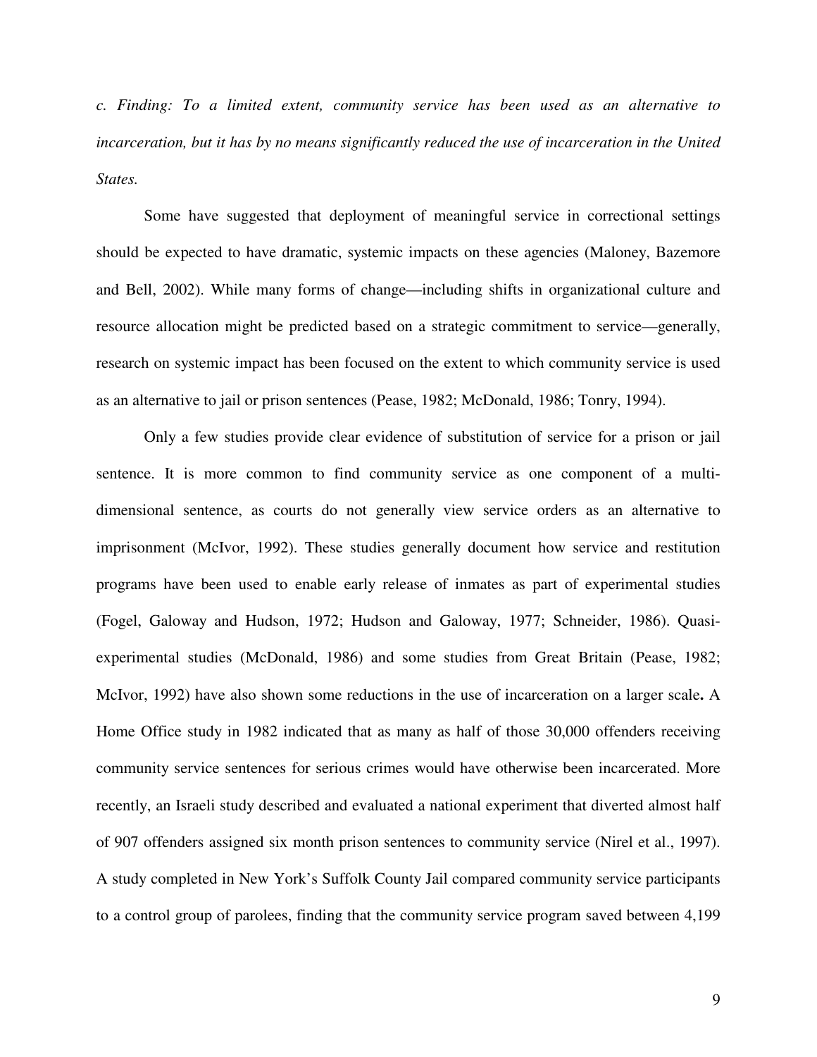*c. Finding: To a limited extent, community service has been used as an alternative to incarceration, but it has by no means significantly reduced the use of incarceration in the United States.*

Some have suggested that deployment of meaningful service in correctional settings should be expected to have dramatic, systemic impacts on these agencies (Maloney, Bazemore and Bell, 2002). While many forms of change—including shifts in organizational culture and resource allocation might be predicted based on a strategic commitment to service—generally, research on systemic impact has been focused on the extent to which community service is used as an alternative to jail or prison sentences (Pease, 1982; McDonald, 1986; Tonry, 1994).

Only a few studies provide clear evidence of substitution of service for a prison or jail sentence. It is more common to find community service as one component of a multi-dimensional sentence, as courts do not generally view service orders as an alternative to imprisonment (McIvor, 1992). These studies generally document how service and restitution programs have been used to enable early release of inmates as part of experimental studies (Fogel, Galoway and Hudson, 1972; Hudson and Galoway, 1977; Schneider, 1986). Quasi-experimental studies (McDonald, 1986) and some studies from Great Britain (Pease, 1982; McIvor, 1992) have also shown some reductions in the use of incarceration on a larger scale**.** A Home Office study in 1982 indicated that as many as half of those 30,000 offenders receiving community service sentences for serious crimes would have otherwise been incarcerated. More recently, an Israeli study described and evaluated a national experiment that diverted almost half of 907 offenders assigned six month prison sentences to community service (Nirel et al., 1997). A study completed in New York's Suffolk County Jail compared community service participants to a control group of parolees, finding that the community service program saved between 4,199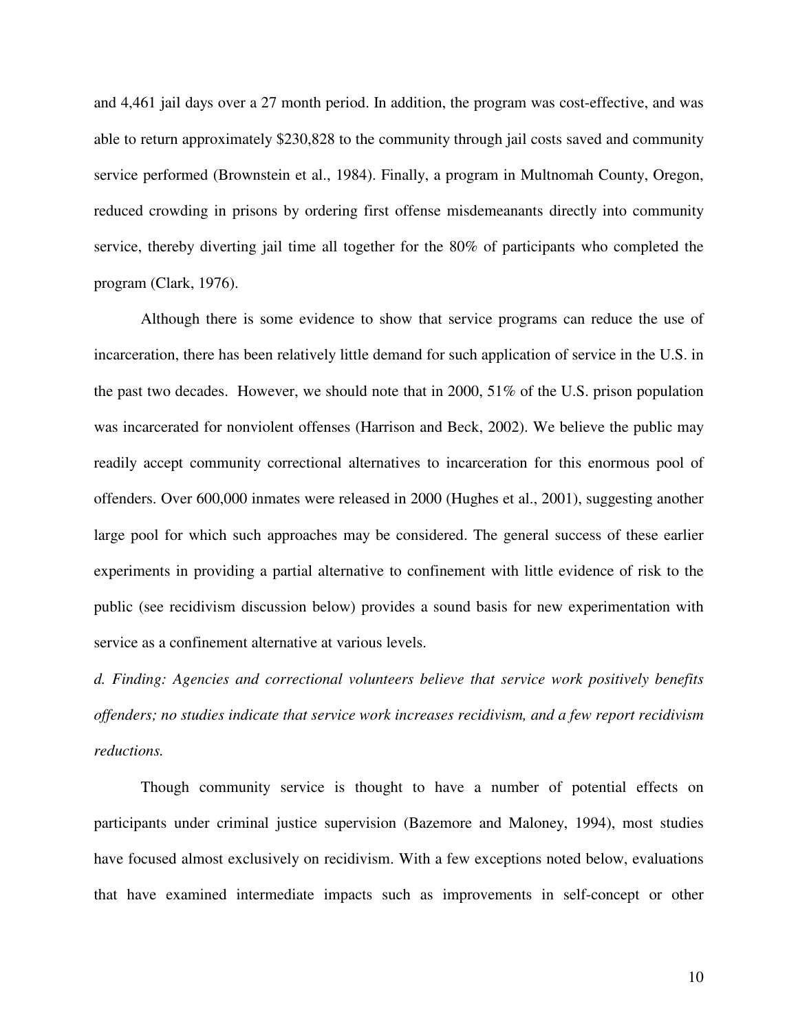and 4,461 jail days over a 27 month period. In addition, the program was cost-effective, and was able to return approximately $230,828 to the community through jail costs saved and community service performed (Brownstein et al., 1984). Finally, a program in Multnomah County, Oregon, reduced crowding in prisons by ordering first offense misdemeanants directly into community service, thereby diverting jail time all together for the 80% of participants who completed the program (Clark, 1976).

Although there is some evidence to show that service programs can reduce the use of incarceration, there has been relatively little demand for such application of service in the U.S. in the past two decades. However, we should note that in 2000, 51% of the U.S. prison population was incarcerated for nonviolent offenses (Harrison and Beck, 2002). We believe the public may readily accept community correctional alternatives to incarceration for this enormous pool of offenders. Over 600,000 inmates were released in 2000 (Hughes et al., 2001), suggesting another large pool for which such approaches may be considered. The general success of these earlier experiments in providing a partial alternative to confinement with little evidence of risk to the public (see recidivism discussion below) provides a sound basis for new experimentation with service as a confinement alternative at various levels.

*d. Finding: Agencies and correctional volunteers believe that service work positively benefits offenders; no studies indicate that service work increases recidivism, and a few report recidivism reductions.*

Though community service is thought to have a number of potential effects on participants under criminal justice supervision (Bazemore and Maloney, 1994), most studies have focused almost exclusively on recidivism. With a few exceptions noted below, evaluations that have examined intermediate impacts such as improvements in self-concept or other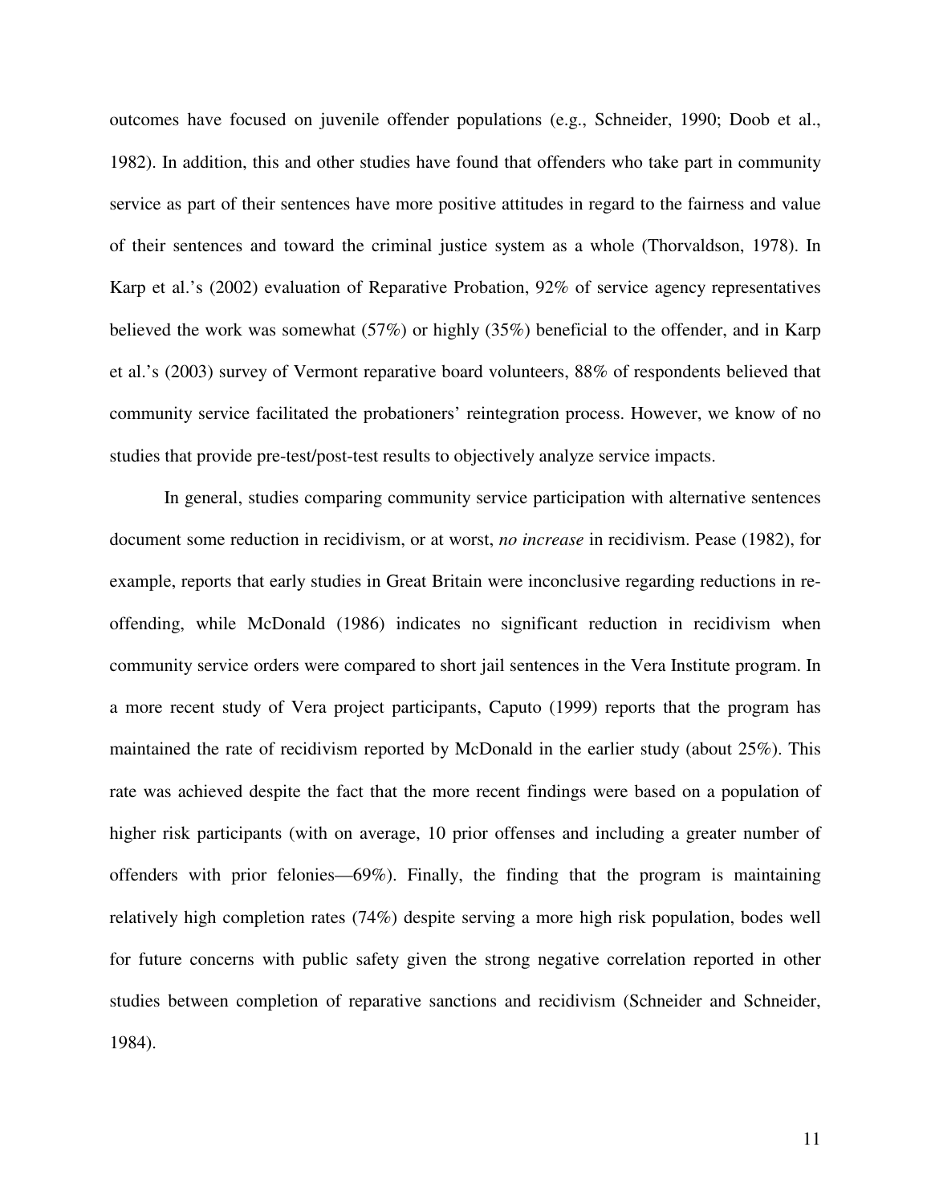outcomes have focused on juvenile offender populations (e.g., Schneider, 1990; Doob et al., 1982). In addition, this and other studies have found that offenders who take part in community service as part of their sentences have more positive attitudes in regard to the fairness and value of their sentences and toward the criminal justice system as a whole (Thorvaldson, 1978). In Karp et al.'s (2002) evaluation of Reparative Probation, 92% of service agency representatives believed the work was somewhat (57%) or highly (35%) beneficial to the offender, and in Karp et al.'s (2003) survey of Vermont reparative board volunteers, 88% of respondents believed that community service facilitated the probationers' reintegration process. However, we know of no studies that provide pre-test/post-test results to objectively analyze service impacts.

In general, studies comparing community service participation with alternative sentences document some reduction in recidivism, or at worst, *no increase* in recidivism. Pease (1982), for example, reports that early studies in Great Britain were inconclusive regarding reductions in re-offending, while McDonald (1986) indicates no significant reduction in recidivism when community service orders were compared to short jail sentences in the Vera Institute program. In a more recent study of Vera project participants, Caputo (1999) reports that the program has maintained the rate of recidivism reported by McDonald in the earlier study (about 25%). This rate was achieved despite the fact that the more recent findings were based on a population of higher risk participants (with on average, 10 prior offenses and including a greater number of offenders with prior felonies—69%). Finally, the finding that the program is maintaining relatively high completion rates (74%) despite serving a more high risk population, bodes well for future concerns with public safety given the strong negative correlation reported in other studies between completion of reparative sanctions and recidivism (Schneider and Schneider, 1984).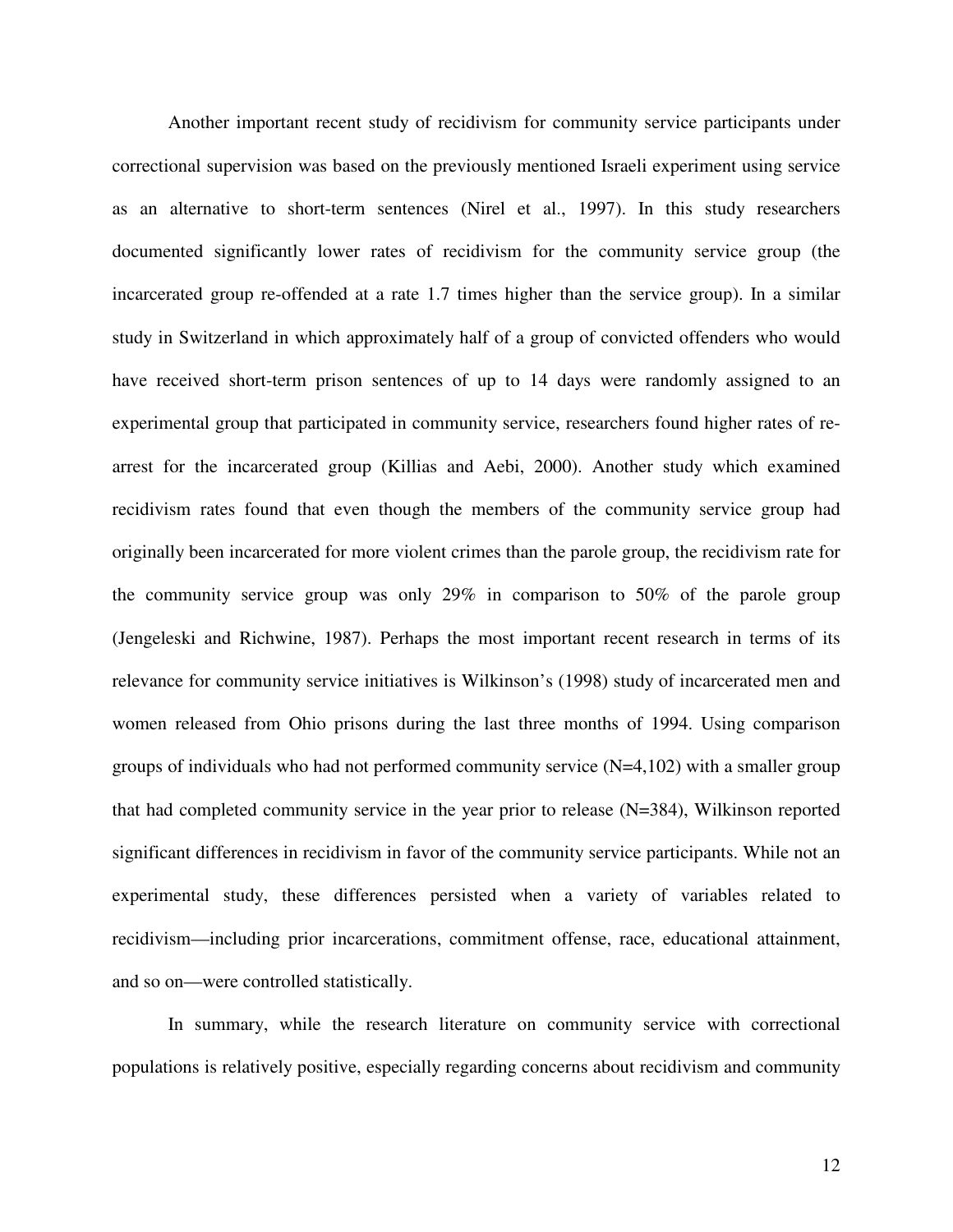Another important recent study of recidivism for community service participants under correctional supervision was based on the previously mentioned Israeli experiment using service as an alternative to short-term sentences (Nirel et al., 1997). In this study researchers documented significantly lower rates of recidivism for the community service group (the incarcerated group re-offended at a rate 1.7 times higher than the service group). In a similar study in Switzerland in which approximately half of a group of convicted offenders who would have received short-term prison sentences of up to 14 days were randomly assigned to an experimental group that participated in community service, researchers found higher rates of re-arrest for the incarcerated group (Killias and Aebi, 2000). Another study which examined recidivism rates found that even though the members of the community service group had originally been incarcerated for more violent crimes than the parole group, the recidivism rate for the community service group was only 29% in comparison to 50% of the parole group (Jengeleski and Richwine, 1987). Perhaps the most important recent research in terms of its relevance for community service initiatives is Wilkinson's (1998) study of incarcerated men and women released from Ohio prisons during the last three months of 1994. Using comparison groups of individuals who had not performed community service (N=4,102) with a smaller group that had completed community service in the year prior to release (N=384), Wilkinson reported significant differences in recidivism in favor of the community service participants. While not an experimental study, these differences persisted when a variety of variables related to recidivism—including prior incarcerations, commitment offense, race, educational attainment, and so on—were controlled statistically.

In summary, while the research literature on community service with correctional populations is relatively positive, especially regarding concerns about recidivism and community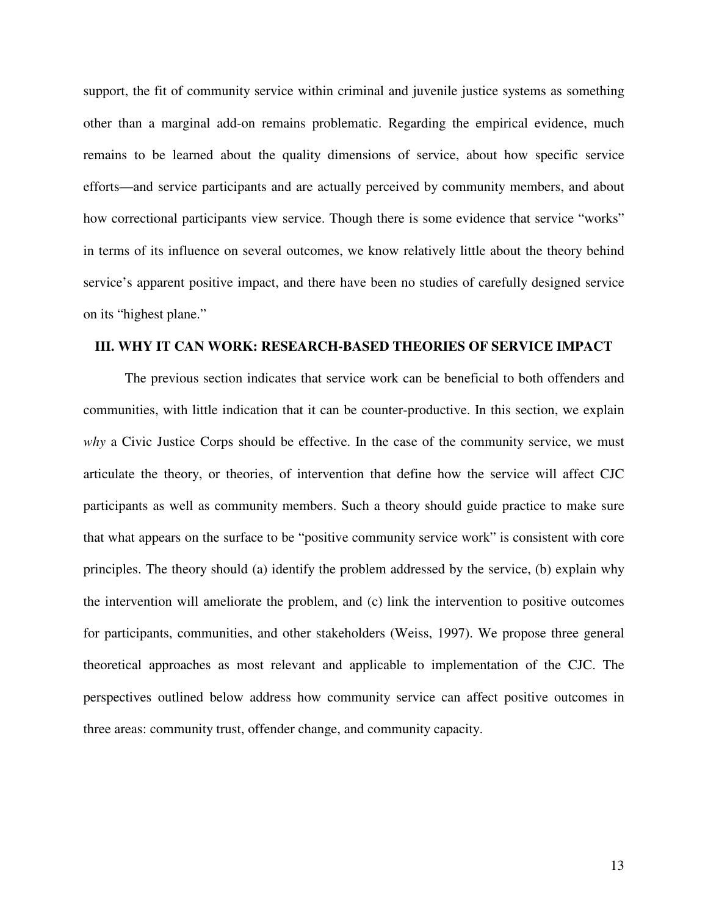support, the fit of community service within criminal and juvenile justice systems as something other than a marginal add-on remains problematic. Regarding the empirical evidence, much remains to be learned about the quality dimensions of service, about how specific service efforts—and service participants and are actually perceived by community members, and about how correctional participants view service. Though there is some evidence that service "works" in terms of its influence on several outcomes, we know relatively little about the theory behind service's apparent positive impact, and there have been no studies of carefully designed service on its "highest plane."

## III. WHY IT CAN WORK: RESEARCH-BASED THEORIES OF SERVICE IMPACT

The previous section indicates that service work can be beneficial to both offenders and communities, with little indication that it can be counter-productive. In this section, we explain *why* a Civic Justice Corps should be effective. In the case of the community service, we must articulate the theory, or theories, of intervention that define how the service will affect CJC participants as well as community members. Such a theory should guide practice to make sure that what appears on the surface to be "positive community service work" is consistent with core principles. The theory should (a) identify the problem addressed by the service, (b) explain why the intervention will ameliorate the problem, and (c) link the intervention to positive outcomes for participants, communities, and other stakeholders (Weiss, 1997). We propose three general theoretical approaches as most relevant and applicable to implementation of the CJC. The perspectives outlined below address how community service can affect positive outcomes in three areas: community trust, offender change, and community capacity.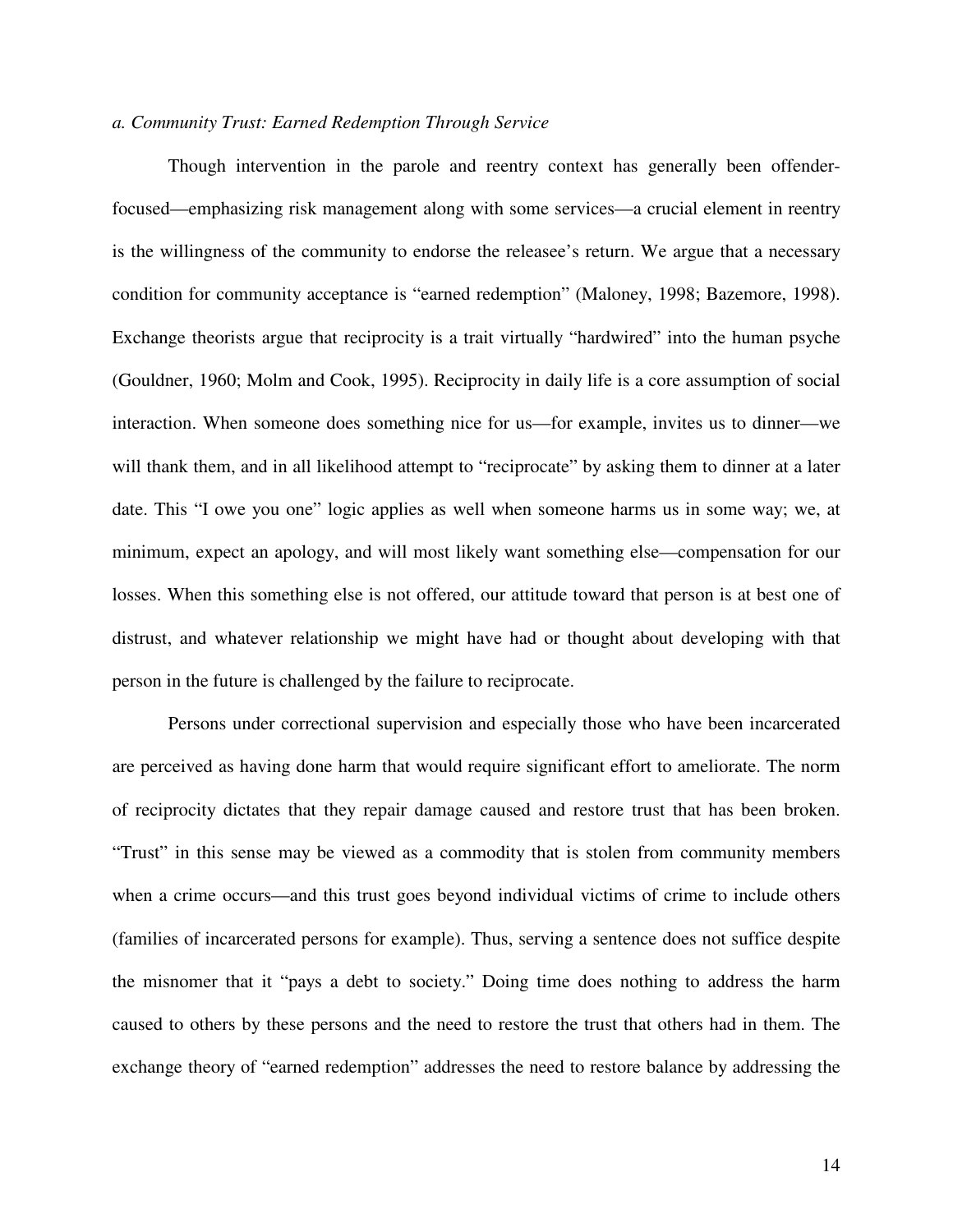*a. Community Trust: Earned Redemption Through Service*

Though intervention in the parole and reentry context has generally been offender-focused—emphasizing risk management along with some services—a crucial element in reentry is the willingness of the community to endorse the releasee's return. We argue that a necessary condition for community acceptance is "earned redemption" (Maloney, 1998; Bazemore, 1998). Exchange theorists argue that reciprocity is a trait virtually "hardwired" into the human psyche (Gouldner, 1960; Molm and Cook, 1995). Reciprocity in daily life is a core assumption of social interaction. When someone does something nice for us—for example, invites us to dinner—we will thank them, and in all likelihood attempt to "reciprocate" by asking them to dinner at a later date. This "I owe you one" logic applies as well when someone harms us in some way; we, at minimum, expect an apology, and will most likely want something else—compensation for our losses. When this something else is not offered, our attitude toward that person is at best one of distrust, and whatever relationship we might have had or thought about developing with that person in the future is challenged by the failure to reciprocate.

Persons under correctional supervision and especially those who have been incarcerated are perceived as having done harm that would require significant effort to ameliorate. The norm of reciprocity dictates that they repair damage caused and restore trust that has been broken. "Trust" in this sense may be viewed as a commodity that is stolen from community members when a crime occurs—and this trust goes beyond individual victims of crime to include others (families of incarcerated persons for example). Thus, serving a sentence does not suffice despite the misnomer that it "pays a debt to society." Doing time does nothing to address the harm caused to others by these persons and the need to restore the trust that others had in them. The exchange theory of "earned redemption" addresses the need to restore balance by addressing the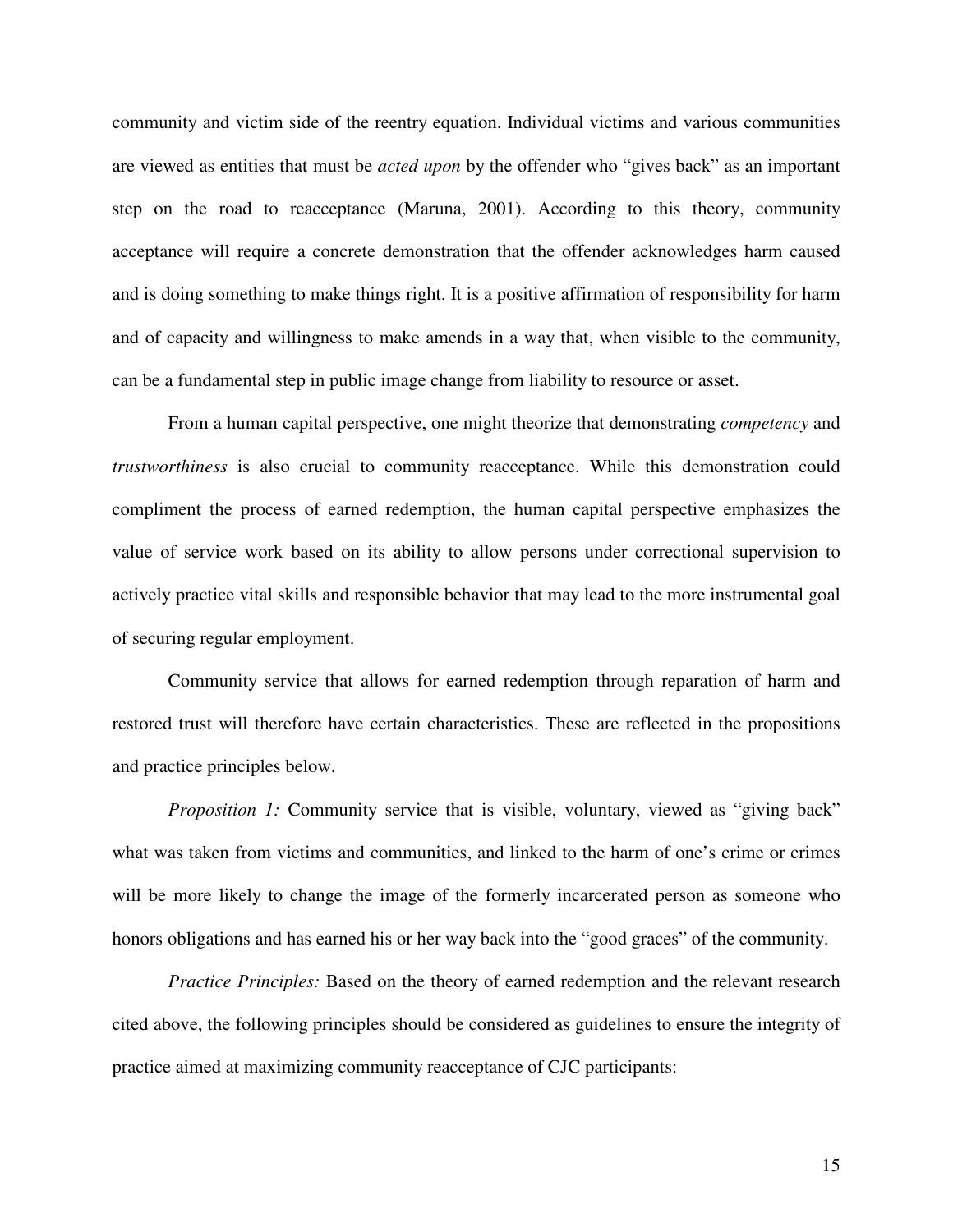community and victim side of the reentry equation. Individual victims and various communities are viewed as entities that must be *acted upon* by the offender who "gives back" as an important step on the road to reacceptance (Maruna, 2001). According to this theory, community acceptance will require a concrete demonstration that the offender acknowledges harm caused and is doing something to make things right. It is a positive affirmation of responsibility for harm and of capacity and willingness to make amends in a way that, when visible to the community, can be a fundamental step in public image change from liability to resource or asset.

From a human capital perspective, one might theorize that demonstrating *competency* and *trustworthiness* is also crucial to community reacceptance. While this demonstration could compliment the process of earned redemption, the human capital perspective emphasizes the value of service work based on its ability to allow persons under correctional supervision to actively practice vital skills and responsible behavior that may lead to the more instrumental goal of securing regular employment.

Community service that allows for earned redemption through reparation of harm and restored trust will therefore have certain characteristics. These are reflected in the propositions and practice principles below.

*Proposition 1:* Community service that is visible, voluntary, viewed as "giving back" what was taken from victims and communities, and linked to the harm of one's crime or crimes will be more likely to change the image of the formerly incarcerated person as someone who honors obligations and has earned his or her way back into the "good graces" of the community.

*Practice Principles:* Based on the theory of earned redemption and the relevant research cited above, the following principles should be considered as guidelines to ensure the integrity of practice aimed at maximizing community reacceptance of CJC participants: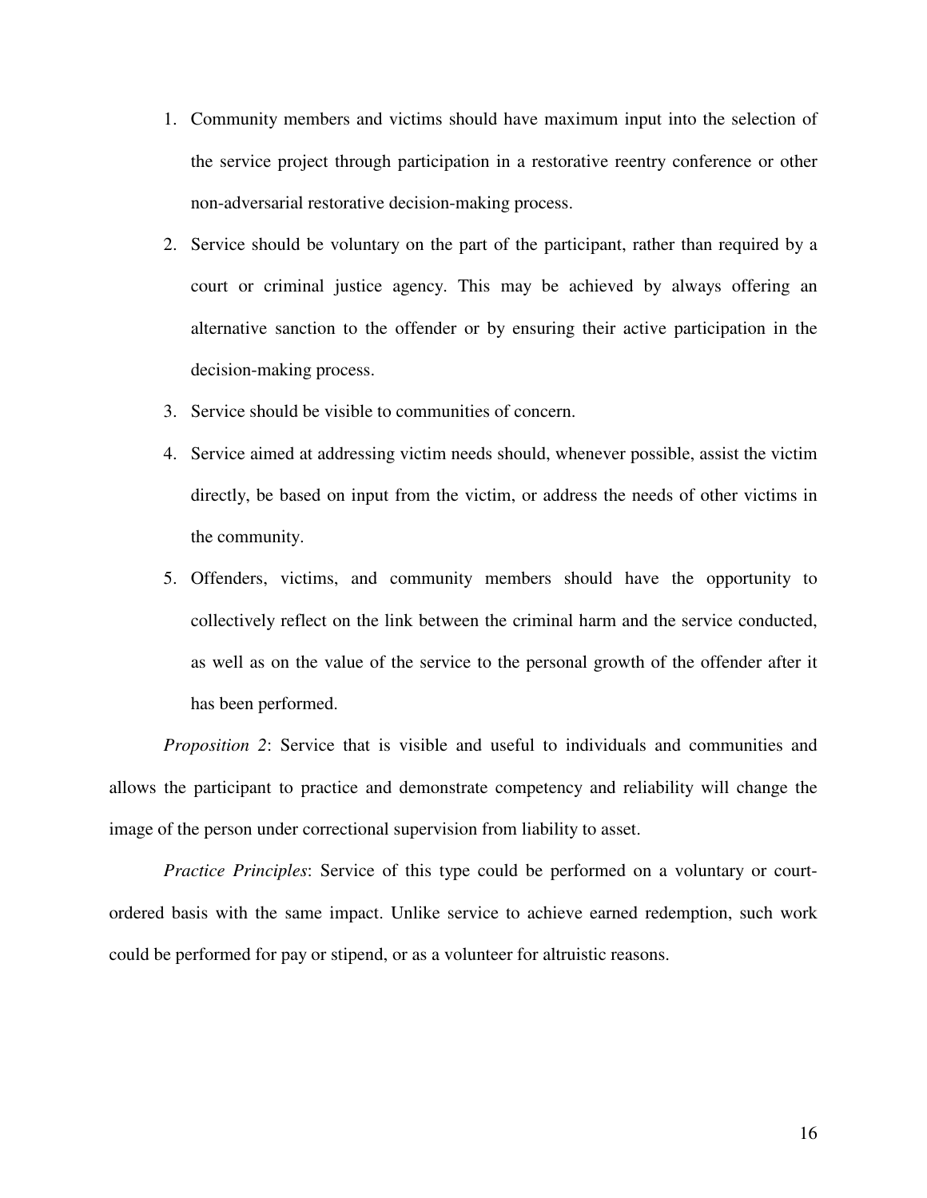1. Community members and victims should have maximum input into the selection of the service project through participation in a restorative reentry conference or other non-adversarial restorative decision-making process.
2. Service should be voluntary on the part of the participant, rather than required by a court or criminal justice agency. This may be achieved by always offering an alternative sanction to the offender or by ensuring their active participation in the decision-making process.
3. Service should be visible to communities of concern.
4. Service aimed at addressing victim needs should, whenever possible, assist the victim directly, be based on input from the victim, or address the needs of other victims in the community.
5. Offenders, victims, and community members should have the opportunity to collectively reflect on the link between the criminal harm and the service conducted, as well as on the value of the service to the personal growth of the offender after it has been performed.

*Proposition 2*: Service that is visible and useful to individuals and communities and allows the participant to practice and demonstrate competency and reliability will change the image of the person under correctional supervision from liability to asset.

*Practice Principles*: Service of this type could be performed on a voluntary or court-ordered basis with the same impact. Unlike service to achieve earned redemption, such work could be performed for pay or stipend, or as a volunteer for altruistic reasons.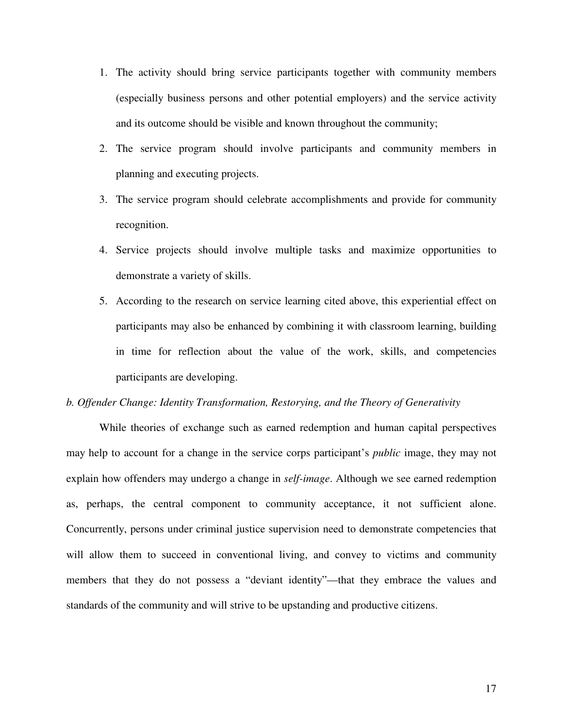1. The activity should bring service participants together with community members (especially business persons and other potential employers) and the service activity and its outcome should be visible and known throughout the community;
2. The service program should involve participants and community members in planning and executing projects.
3. The service program should celebrate accomplishments and provide for community recognition.
4. Service projects should involve multiple tasks and maximize opportunities to demonstrate a variety of skills.
5. According to the research on service learning cited above, this experiential effect on participants may also be enhanced by combining it with classroom learning, building in time for reflection about the value of the work, skills, and competencies participants are developing.

*b. Offender Change: Identity Transformation, Restorying, and the Theory of Generativity*

While theories of exchange such as earned redemption and human capital perspectives may help to account for a change in the service corps participant's *public* image, they may not explain how offenders may undergo a change in *self-image*. Although we see earned redemption as, perhaps, the central component to community acceptance, it not sufficient alone. Concurrently, persons under criminal justice supervision need to demonstrate competencies that will allow them to succeed in conventional living, and convey to victims and community members that they do not possess a "deviant identity"—that they embrace the values and standards of the community and will strive to be upstanding and productive citizens.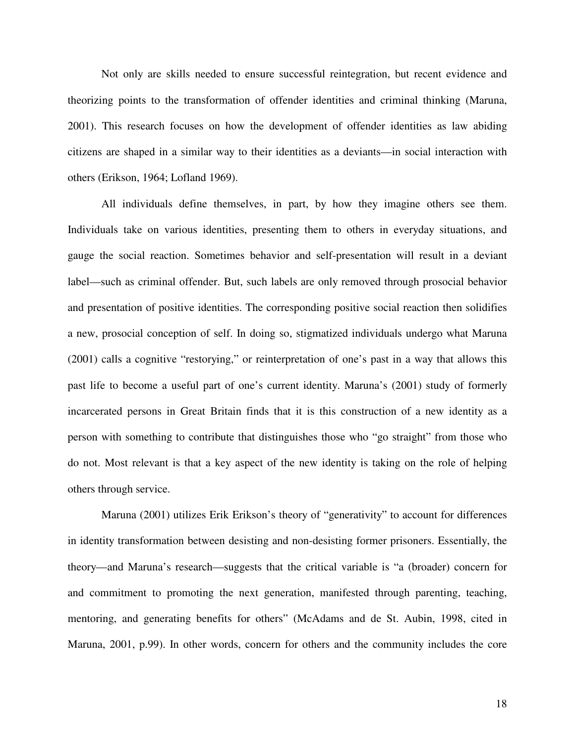Not only are skills needed to ensure successful reintegration, but recent evidence and theorizing points to the transformation of offender identities and criminal thinking (Maruna, 2001). This research focuses on how the development of offender identities as law abiding citizens are shaped in a similar way to their identities as a deviants—in social interaction with others (Erikson, 1964; Lofland 1969).

All individuals define themselves, in part, by how they imagine others see them. Individuals take on various identities, presenting them to others in everyday situations, and gauge the social reaction. Sometimes behavior and self-presentation will result in a deviant label—such as criminal offender. But, such labels are only removed through prosocial behavior and presentation of positive identities. The corresponding positive social reaction then solidifies a new, prosocial conception of self. In doing so, stigmatized individuals undergo what Maruna (2001) calls a cognitive "restorying," or reinterpretation of one's past in a way that allows this past life to become a useful part of one's current identity. Maruna's (2001) study of formerly incarcerated persons in Great Britain finds that it is this construction of a new identity as a person with something to contribute that distinguishes those who "go straight" from those who do not. Most relevant is that a key aspect of the new identity is taking on the role of helping others through service.

Maruna (2001) utilizes Erik Erikson's theory of "generativity" to account for differences in identity transformation between desisting and non-desisting former prisoners. Essentially, the theory—and Maruna's research—suggests that the critical variable is "a (broader) concern for and commitment to promoting the next generation, manifested through parenting, teaching, mentoring, and generating benefits for others" (McAdams and de St. Aubin, 1998, cited in Maruna, 2001, p.99). In other words, concern for others and the community includes the core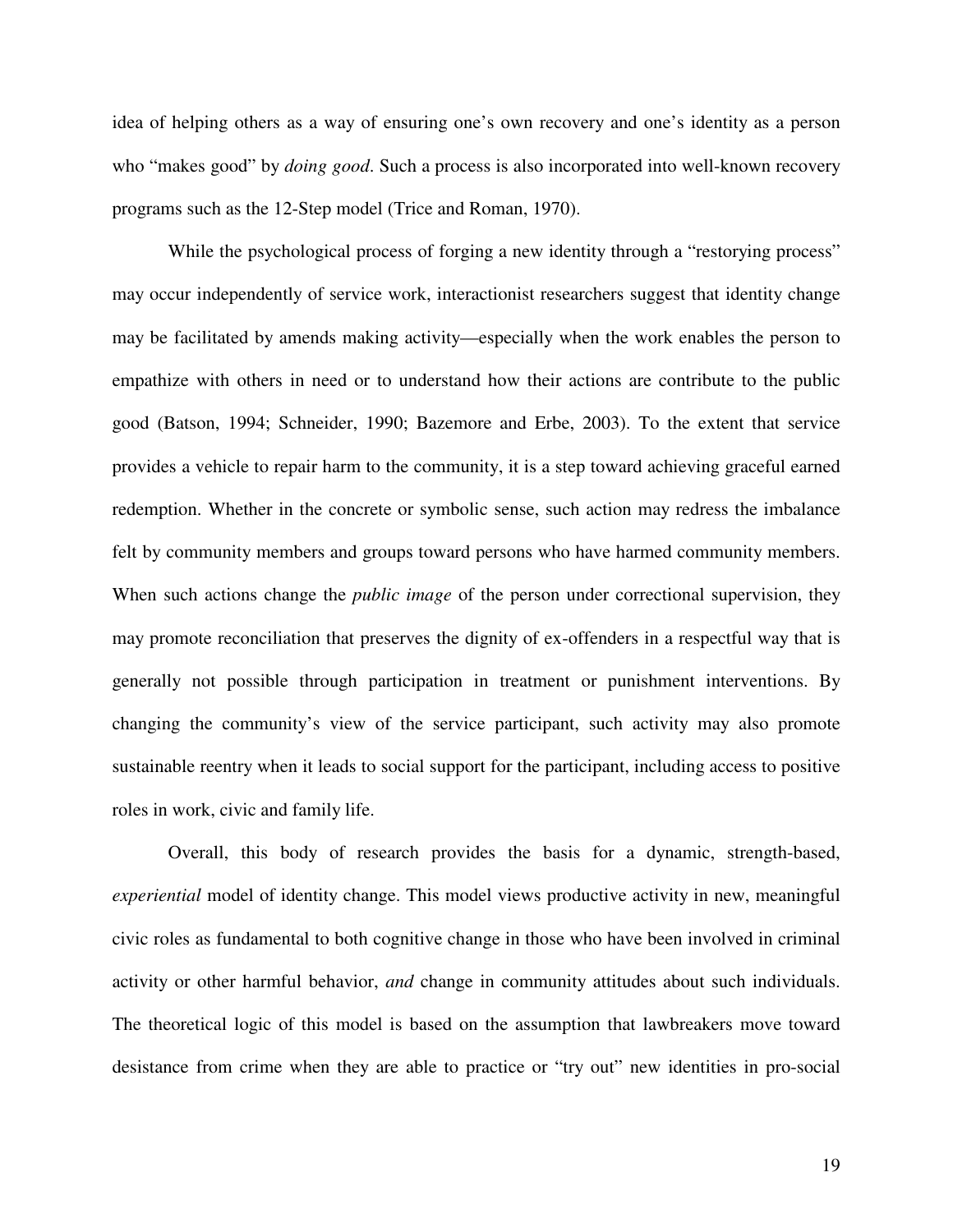idea of helping others as a way of ensuring one's own recovery and one's identity as a person who "makes good" by *doing good*. Such a process is also incorporated into well-known recovery programs such as the 12-Step model (Trice and Roman, 1970).

While the psychological process of forging a new identity through a "restorying process" may occur independently of service work, interactionist researchers suggest that identity change may be facilitated by amends making activity—especially when the work enables the person to empathize with others in need or to understand how their actions are contribute to the public good (Batson, 1994; Schneider, 1990; Bazemore and Erbe, 2003). To the extent that service provides a vehicle to repair harm to the community, it is a step toward achieving graceful earned redemption. Whether in the concrete or symbolic sense, such action may redress the imbalance felt by community members and groups toward persons who have harmed community members. When such actions change the *public image* of the person under correctional supervision, they may promote reconciliation that preserves the dignity of ex-offenders in a respectful way that is generally not possible through participation in treatment or punishment interventions. By changing the community's view of the service participant, such activity may also promote sustainable reentry when it leads to social support for the participant, including access to positive roles in work, civic and family life.

Overall, this body of research provides the basis for a dynamic, strength-based, *experiential* model of identity change. This model views productive activity in new, meaningful civic roles as fundamental to both cognitive change in those who have been involved in criminal activity or other harmful behavior, *and* change in community attitudes about such individuals. The theoretical logic of this model is based on the assumption that lawbreakers move toward desistance from crime when they are able to practice or "try out" new identities in pro-social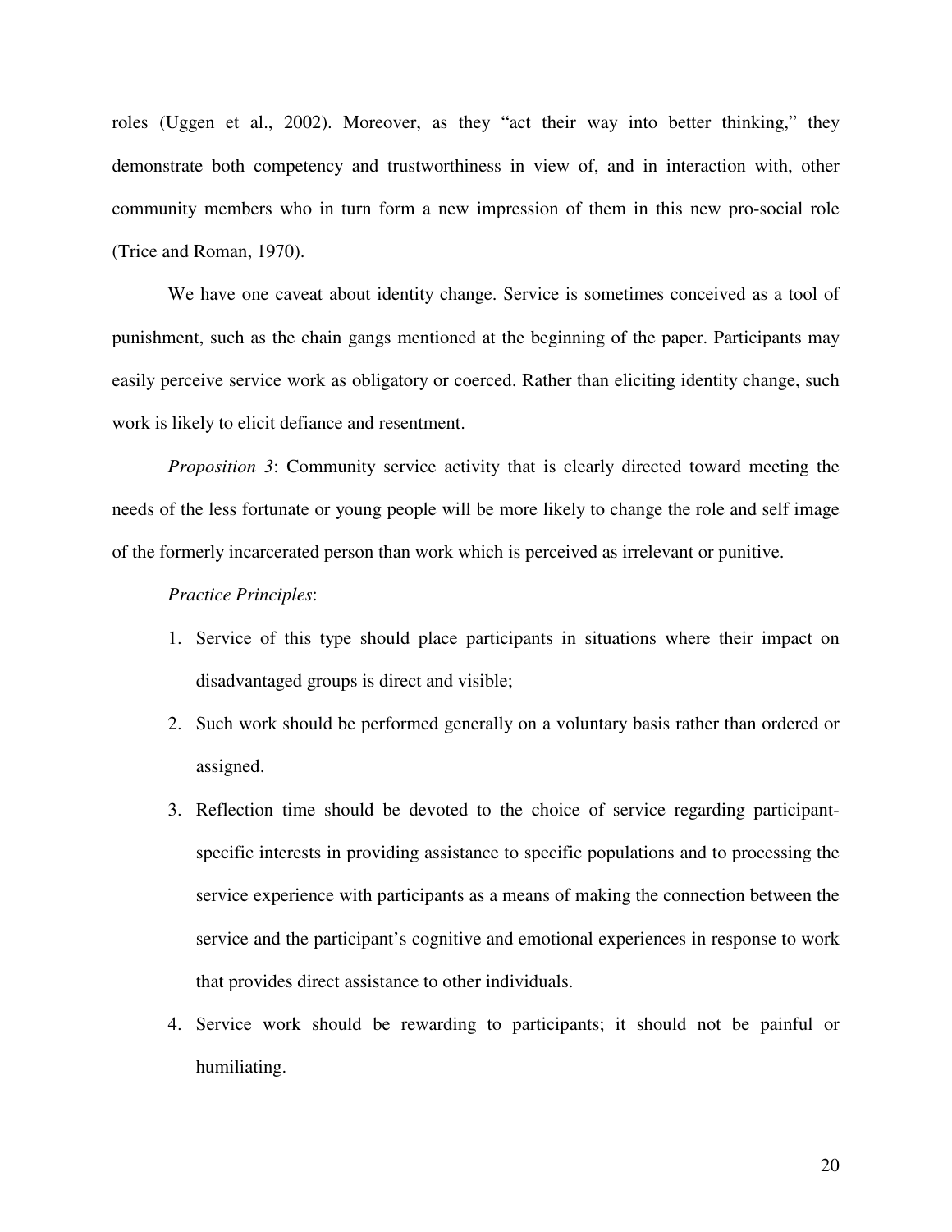roles (Uggen et al., 2002). Moreover, as they "act their way into better thinking," they demonstrate both competency and trustworthiness in view of, and in interaction with, other community members who in turn form a new impression of them in this new pro-social role (Trice and Roman, 1970).

We have one caveat about identity change. Service is sometimes conceived as a tool of punishment, such as the chain gangs mentioned at the beginning of the paper. Participants may easily perceive service work as obligatory or coerced. Rather than eliciting identity change, such work is likely to elicit defiance and resentment.

*Proposition 3*: Community service activity that is clearly directed toward meeting the needs of the less fortunate or young people will be more likely to change the role and self image of the formerly incarcerated person than work which is perceived as irrelevant or punitive.

*Practice Principles*:

1. Service of this type should place participants in situations where their impact on disadvantaged groups is direct and visible;
2. Such work should be performed generally on a voluntary basis rather than ordered or assigned.
3. Reflection time should be devoted to the choice of service regarding participant-specific interests in providing assistance to specific populations and to processing the service experience with participants as a means of making the connection between the service and the participant's cognitive and emotional experiences in response to work that provides direct assistance to other individuals.
4. Service work should be rewarding to participants; it should not be painful or humiliating.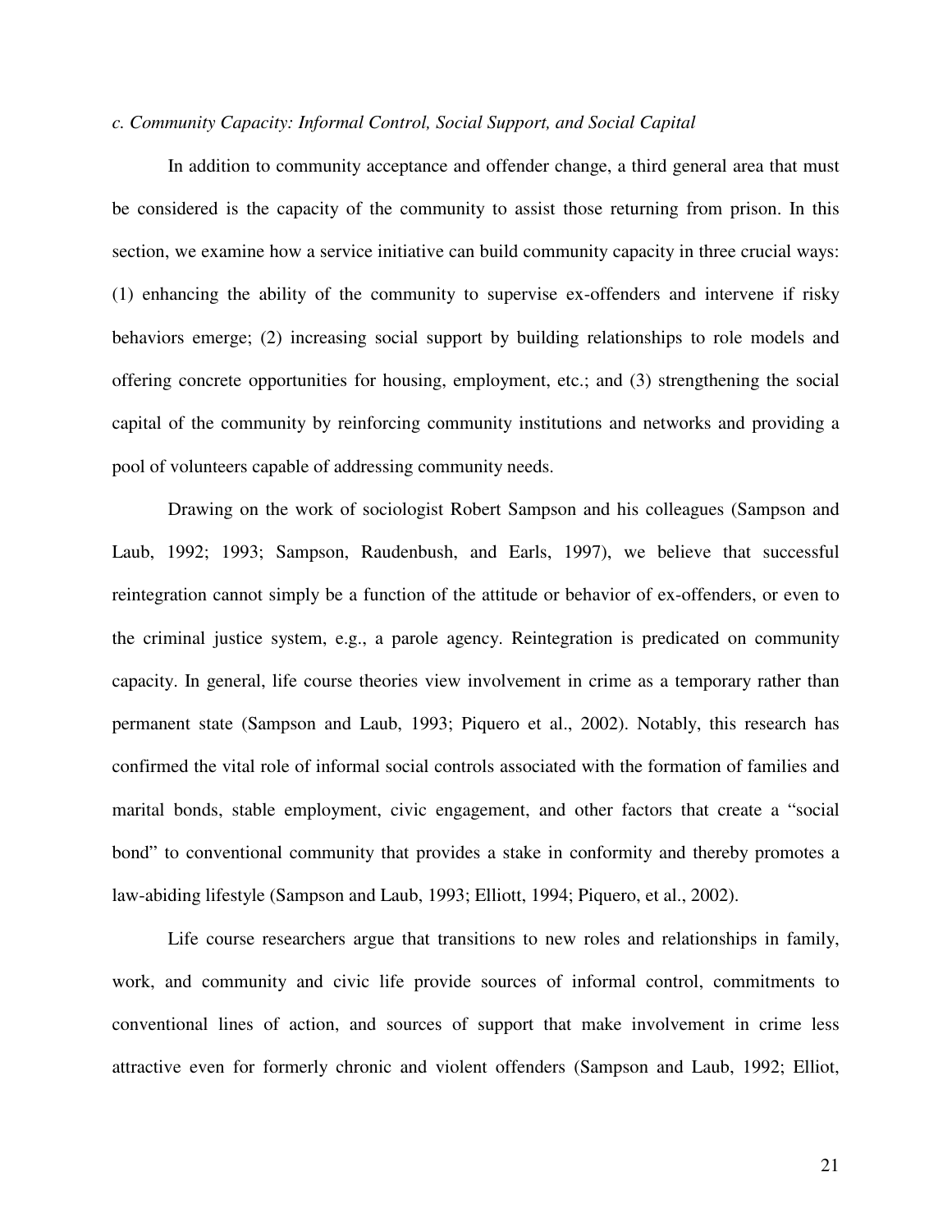*c. Community Capacity: Informal Control, Social Support, and Social Capital*

In addition to community acceptance and offender change, a third general area that must be considered is the capacity of the community to assist those returning from prison. In this section, we examine how a service initiative can build community capacity in three crucial ways: (1) enhancing the ability of the community to supervise ex-offenders and intervene if risky behaviors emerge; (2) increasing social support by building relationships to role models and offering concrete opportunities for housing, employment, etc.; and (3) strengthening the social capital of the community by reinforcing community institutions and networks and providing a pool of volunteers capable of addressing community needs.

Drawing on the work of sociologist Robert Sampson and his colleagues (Sampson and Laub, 1992; 1993; Sampson, Raudenbush, and Earls, 1997), we believe that successful reintegration cannot simply be a function of the attitude or behavior of ex-offenders, or even to the criminal justice system, e.g., a parole agency. Reintegration is predicated on community capacity. In general, life course theories view involvement in crime as a temporary rather than permanent state (Sampson and Laub, 1993; Piquero et al., 2002). Notably, this research has confirmed the vital role of informal social controls associated with the formation of families and marital bonds, stable employment, civic engagement, and other factors that create a "social bond" to conventional community that provides a stake in conformity and thereby promotes a law-abiding lifestyle (Sampson and Laub, 1993; Elliott, 1994; Piquero, et al., 2002).

Life course researchers argue that transitions to new roles and relationships in family, work, and community and civic life provide sources of informal control, commitments to conventional lines of action, and sources of support that make involvement in crime less attractive even for formerly chronic and violent offenders (Sampson and Laub, 1992; Elliot,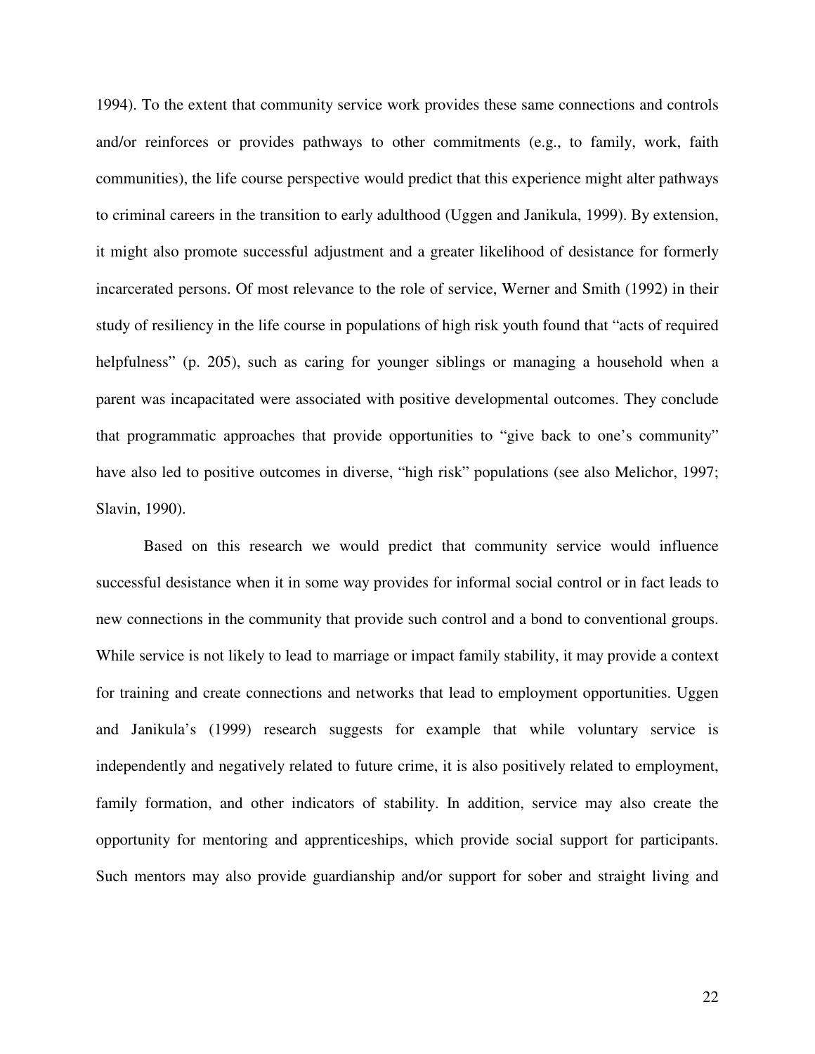1994). To the extent that community service work provides these same connections and controls and/or reinforces or provides pathways to other commitments (e.g., to family, work, faith communities), the life course perspective would predict that this experience might alter pathways to criminal careers in the transition to early adulthood (Uggen and Janikula, 1999). By extension, it might also promote successful adjustment and a greater likelihood of desistance for formerly incarcerated persons. Of most relevance to the role of service, Werner and Smith (1992) in their study of resiliency in the life course in populations of high risk youth found that "acts of required helpfulness" (p. 205), such as caring for younger siblings or managing a household when a parent was incapacitated were associated with positive developmental outcomes. They conclude that programmatic approaches that provide opportunities to "give back to one's community" have also led to positive outcomes in diverse, "high risk" populations (see also Melichor, 1997; Slavin, 1990).

Based on this research we would predict that community service would influence successful desistance when it in some way provides for informal social control or in fact leads to new connections in the community that provide such control and a bond to conventional groups. While service is not likely to lead to marriage or impact family stability, it may provide a context for training and create connections and networks that lead to employment opportunities. Uggen and Janikula's (1999) research suggests for example that while voluntary service is independently and negatively related to future crime, it is also positively related to employment, family formation, and other indicators of stability. In addition, service may also create the opportunity for mentoring and apprenticeships, which provide social support for participants. Such mentors may also provide guardianship and/or support for sober and straight living and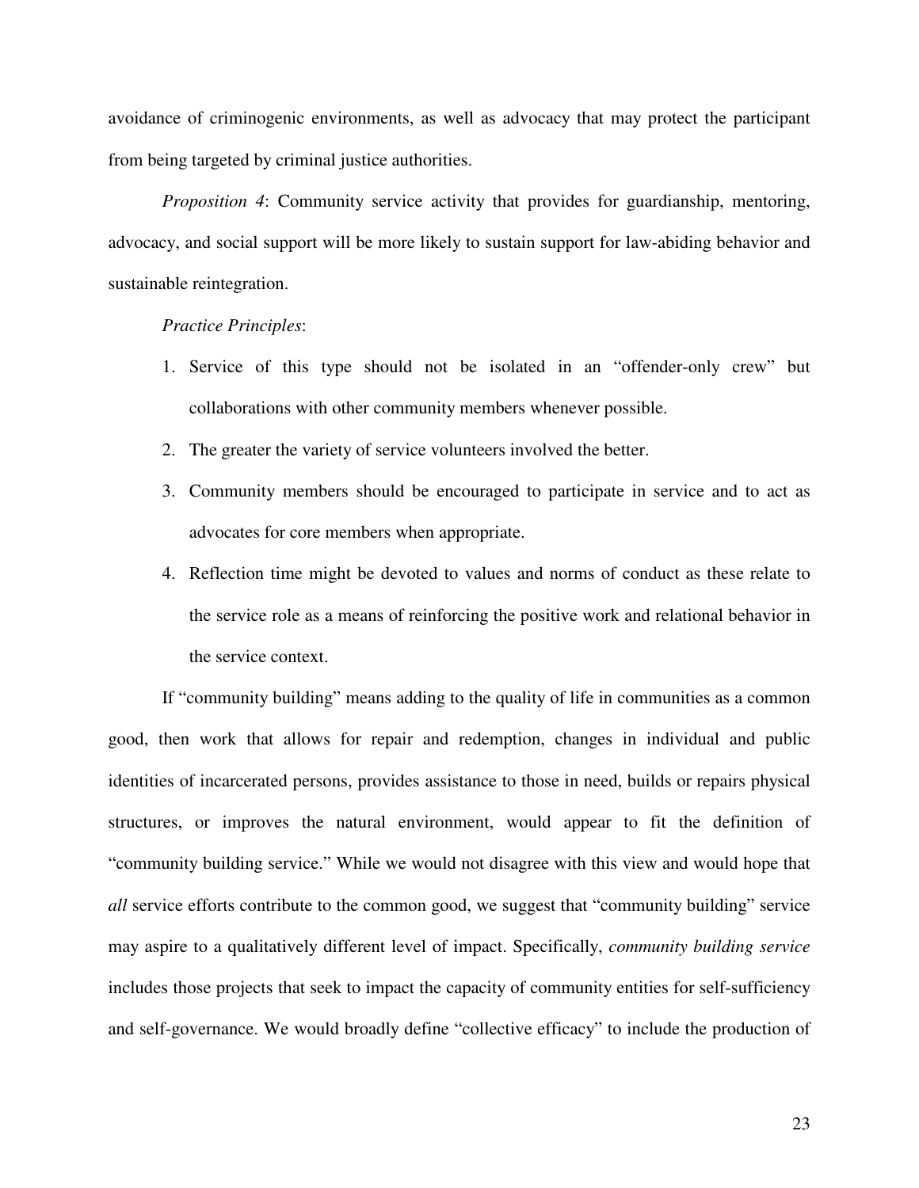avoidance of criminogenic environments, as well as advocacy that may protect the participant from being targeted by criminal justice authorities.

*Proposition 4*: Community service activity that provides for guardianship, mentoring, advocacy, and social support will be more likely to sustain support for law-abiding behavior and sustainable reintegration.

*Practice Principles*:

1. Service of this type should not be isolated in an "offender-only crew" but collaborations with other community members whenever possible.
2. The greater the variety of service volunteers involved the better.
3. Community members should be encouraged to participate in service and to act as advocates for core members when appropriate.
4. Reflection time might be devoted to values and norms of conduct as these relate to the service role as a means of reinforcing the positive work and relational behavior in the service context.

If "community building" means adding to the quality of life in communities as a common good, then work that allows for repair and redemption, changes in individual and public identities of incarcerated persons, provides assistance to those in need, builds or repairs physical structures, or improves the natural environment, would appear to fit the definition of "community building service." While we would not disagree with this view and would hope that *all* service efforts contribute to the common good, we suggest that "community building" service may aspire to a qualitatively different level of impact. Specifically, *community building service* includes those projects that seek to impact the capacity of community entities for self-sufficiency and self-governance. We would broadly define "collective efficacy" to include the production of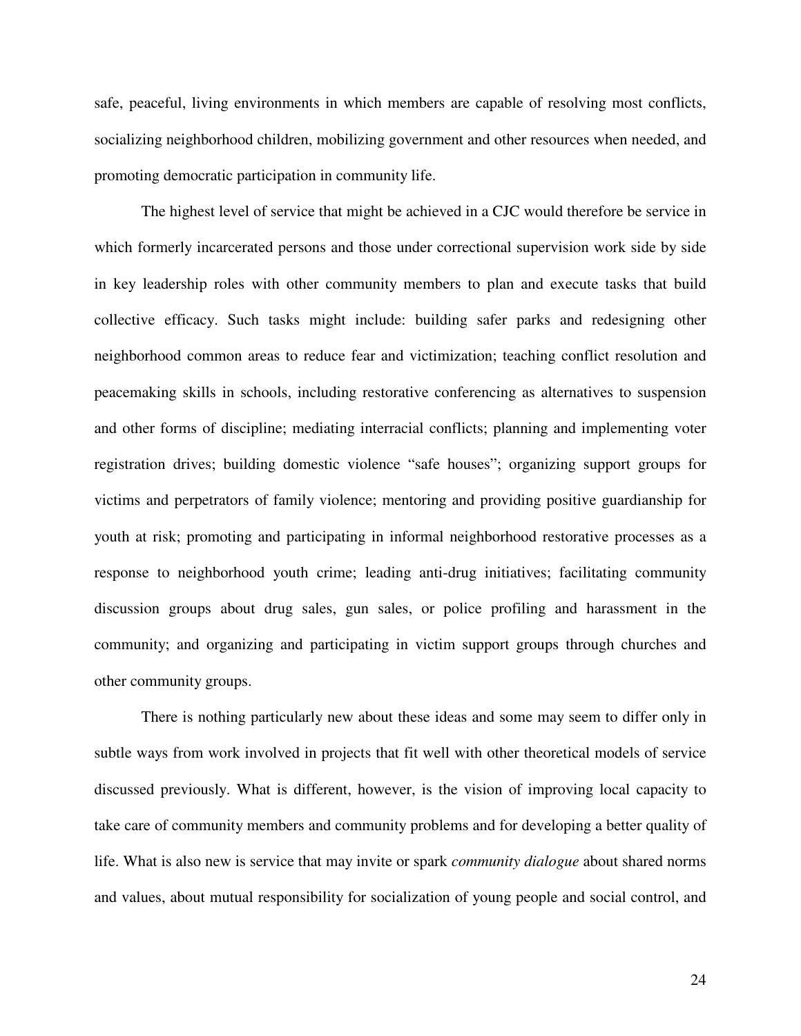safe, peaceful, living environments in which members are capable of resolving most conflicts, socializing neighborhood children, mobilizing government and other resources when needed, and promoting democratic participation in community life.

The highest level of service that might be achieved in a CJC would therefore be service in which formerly incarcerated persons and those under correctional supervision work side by side in key leadership roles with other community members to plan and execute tasks that build collective efficacy. Such tasks might include: building safer parks and redesigning other neighborhood common areas to reduce fear and victimization; teaching conflict resolution and peacemaking skills in schools, including restorative conferencing as alternatives to suspension and other forms of discipline; mediating interracial conflicts; planning and implementing voter registration drives; building domestic violence "safe houses"; organizing support groups for victims and perpetrators of family violence; mentoring and providing positive guardianship for youth at risk; promoting and participating in informal neighborhood restorative processes as a response to neighborhood youth crime; leading anti-drug initiatives; facilitating community discussion groups about drug sales, gun sales, or police profiling and harassment in the community; and organizing and participating in victim support groups through churches and other community groups.

There is nothing particularly new about these ideas and some may seem to differ only in subtle ways from work involved in projects that fit well with other theoretical models of service discussed previously. What is different, however, is the vision of improving local capacity to take care of community members and community problems and for developing a better quality of life. What is also new is service that may invite or spark *community dialogue* about shared norms and values, about mutual responsibility for socialization of young people and social control, and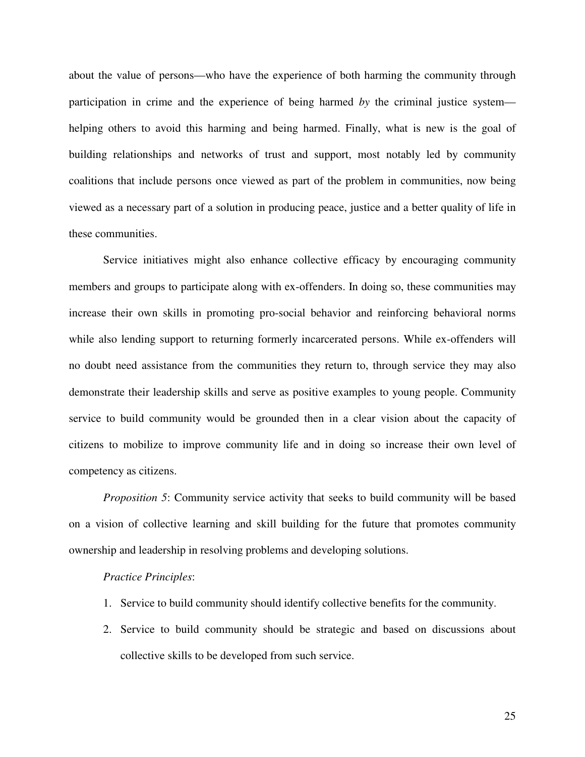about the value of persons—who have the experience of both harming the community through participation in crime and the experience of being harmed *by* the criminal justice system—helping others to avoid this harming and being harmed. Finally, what is new is the goal of building relationships and networks of trust and support, most notably led by community coalitions that include persons once viewed as part of the problem in communities, now being viewed as a necessary part of a solution in producing peace, justice and a better quality of life in these communities.

Service initiatives might also enhance collective efficacy by encouraging community members and groups to participate along with ex-offenders. In doing so, these communities may increase their own skills in promoting pro-social behavior and reinforcing behavioral norms while also lending support to returning formerly incarcerated persons. While ex-offenders will no doubt need assistance from the communities they return to, through service they may also demonstrate their leadership skills and serve as positive examples to young people. Community service to build community would be grounded then in a clear vision about the capacity of citizens to mobilize to improve community life and in doing so increase their own level of competency as citizens.

*Proposition 5*: Community service activity that seeks to build community will be based on a vision of collective learning and skill building for the future that promotes community ownership and leadership in resolving problems and developing solutions.

*Practice Principles*:

1. Service to build community should identify collective benefits for the community.
2. Service to build community should be strategic and based on discussions about collective skills to be developed from such service.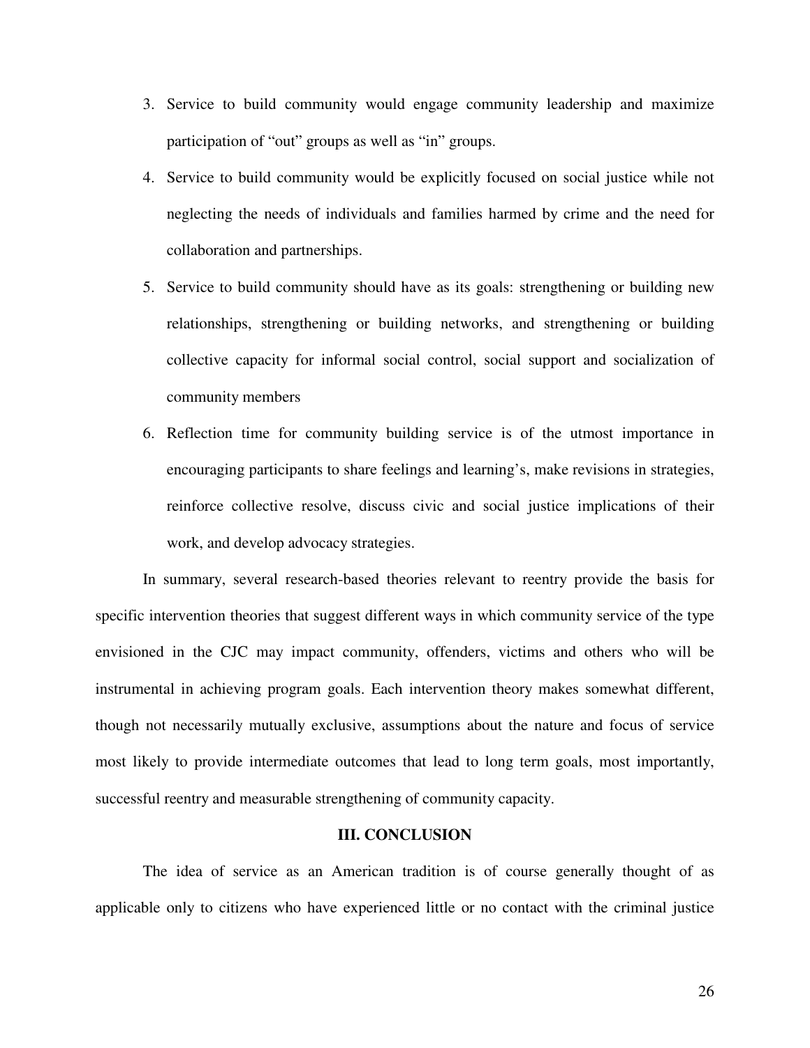3. Service to build community would engage community leadership and maximize participation of "out" groups as well as "in" groups.
4. Service to build community would be explicitly focused on social justice while not neglecting the needs of individuals and families harmed by crime and the need for collaboration and partnerships.
5. Service to build community should have as its goals: strengthening or building new relationships, strengthening or building networks, and strengthening or building collective capacity for informal social control, social support and socialization of community members
6. Reflection time for community building service is of the utmost importance in encouraging participants to share feelings and learning's, make revisions in strategies, reinforce collective resolve, discuss civic and social justice implications of their work, and develop advocacy strategies.

In summary, several research-based theories relevant to reentry provide the basis for specific intervention theories that suggest different ways in which community service of the type envisioned in the CJC may impact community, offenders, victims and others who will be instrumental in achieving program goals. Each intervention theory makes somewhat different, though not necessarily mutually exclusive, assumptions about the nature and focus of service most likely to provide intermediate outcomes that lead to long term goals, most importantly, successful reentry and measurable strengthening of community capacity.

## III. CONCLUSION

The idea of service as an American tradition is of course generally thought of as applicable only to citizens who have experienced little or no contact with the criminal justice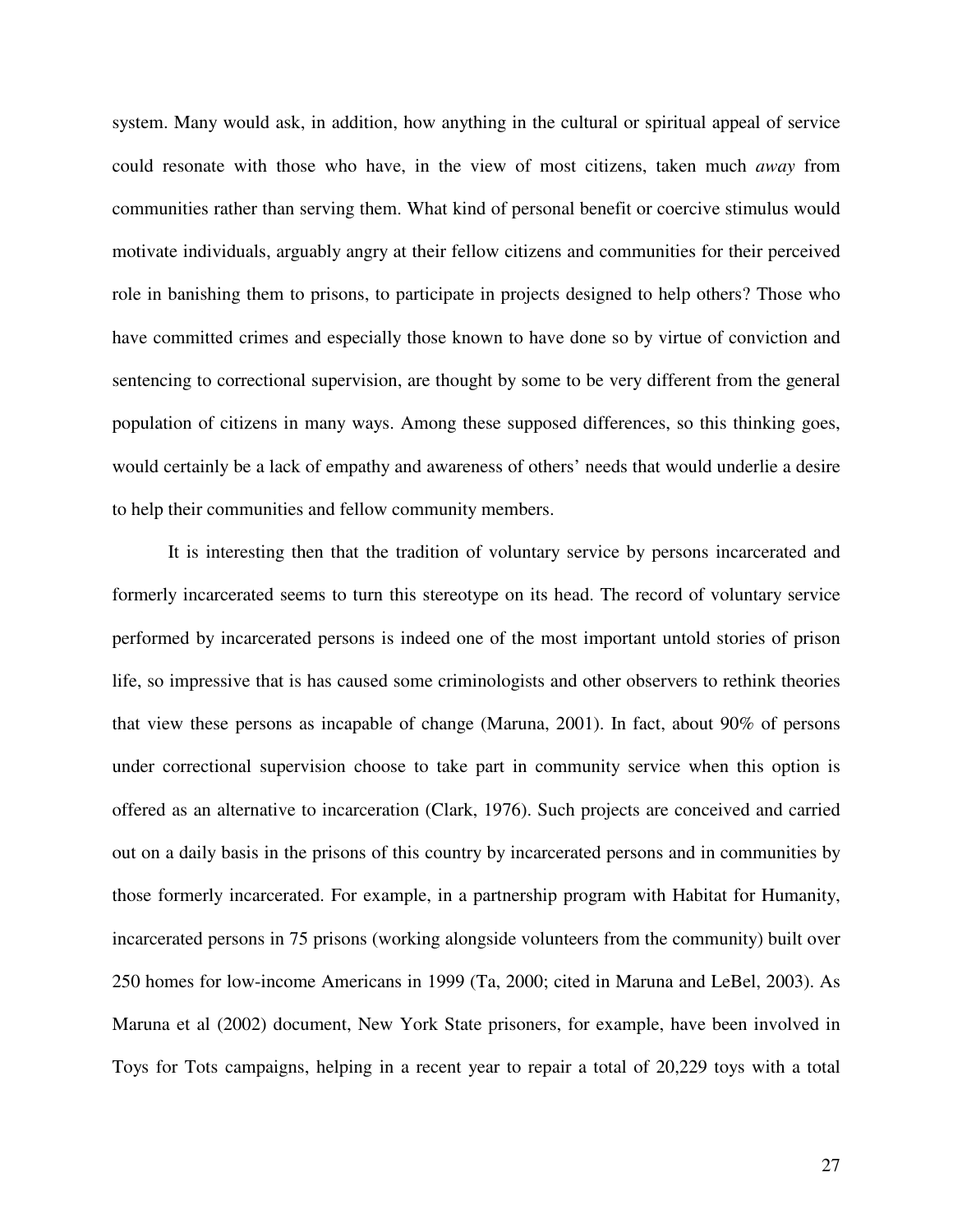system. Many would ask, in addition, how anything in the cultural or spiritual appeal of service could resonate with those who have, in the view of most citizens, taken much *away* from communities rather than serving them. What kind of personal benefit or coercive stimulus would motivate individuals, arguably angry at their fellow citizens and communities for their perceived role in banishing them to prisons, to participate in projects designed to help others? Those who have committed crimes and especially those known to have done so by virtue of conviction and sentencing to correctional supervision, are thought by some to be very different from the general population of citizens in many ways. Among these supposed differences, so this thinking goes, would certainly be a lack of empathy and awareness of others' needs that would underlie a desire to help their communities and fellow community members.

It is interesting then that the tradition of voluntary service by persons incarcerated and formerly incarcerated seems to turn this stereotype on its head. The record of voluntary service performed by incarcerated persons is indeed one of the most important untold stories of prison life, so impressive that is has caused some criminologists and other observers to rethink theories that view these persons as incapable of change (Maruna, 2001). In fact, about 90% of persons under correctional supervision choose to take part in community service when this option is offered as an alternative to incarceration (Clark, 1976). Such projects are conceived and carried out on a daily basis in the prisons of this country by incarcerated persons and in communities by those formerly incarcerated. For example, in a partnership program with Habitat for Humanity, incarcerated persons in 75 prisons (working alongside volunteers from the community) built over 250 homes for low-income Americans in 1999 (Ta, 2000; cited in Maruna and LeBel, 2003). As Maruna et al (2002) document, New York State prisoners, for example, have been involved in Toys for Tots campaigns, helping in a recent year to repair a total of 20,229 toys with a total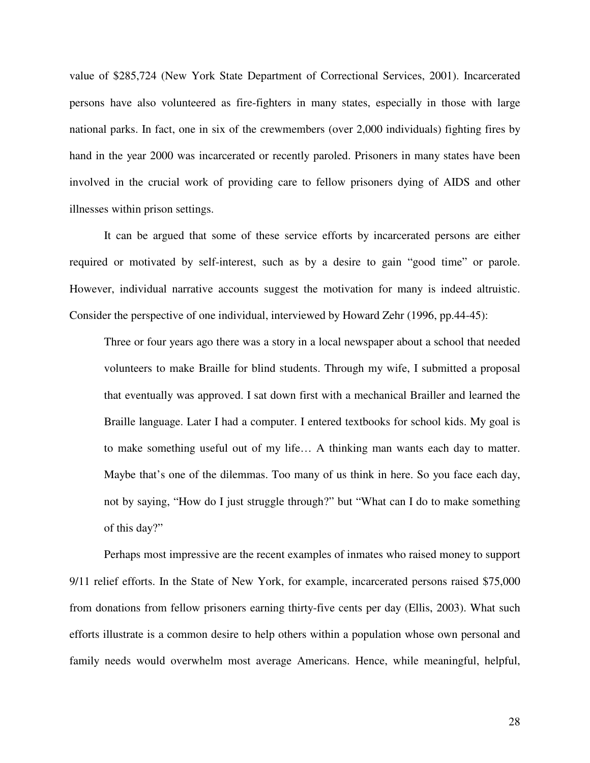value of $285,724 (New York State Department of Correctional Services, 2001). Incarcerated persons have also volunteered as fire-fighters in many states, especially in those with large national parks. In fact, one in six of the crewmembers (over 2,000 individuals) fighting fires by hand in the year 2000 was incarcerated or recently paroled. Prisoners in many states have been involved in the crucial work of providing care to fellow prisoners dying of AIDS and other illnesses within prison settings.

It can be argued that some of these service efforts by incarcerated persons are either required or motivated by self-interest, such as by a desire to gain "good time" or parole. However, individual narrative accounts suggest the motivation for many is indeed altruistic. Consider the perspective of one individual, interviewed by Howard Zehr (1996, pp.44-45):

> Three or four years ago there was a story in a local newspaper about a school that needed volunteers to make Braille for blind students. Through my wife, I submitted a proposal that eventually was approved. I sat down first with a mechanical Brailler and learned the Braille language. Later I had a computer. I entered textbooks for school kids. My goal is to make something useful out of my life… A thinking man wants each day to matter. Maybe that's one of the dilemmas. Too many of us think in here. So you face each day, not by saying, "How do I just struggle through?" but "What can I do to make something of this day?"

Perhaps most impressive are the recent examples of inmates who raised money to support 9/11 relief efforts. In the State of New York, for example, incarcerated persons raised $75,000 from donations from fellow prisoners earning thirty-five cents per day (Ellis, 2003). What such efforts illustrate is a common desire to help others within a population whose own personal and family needs would overwhelm most average Americans. Hence, while meaningful, helpful,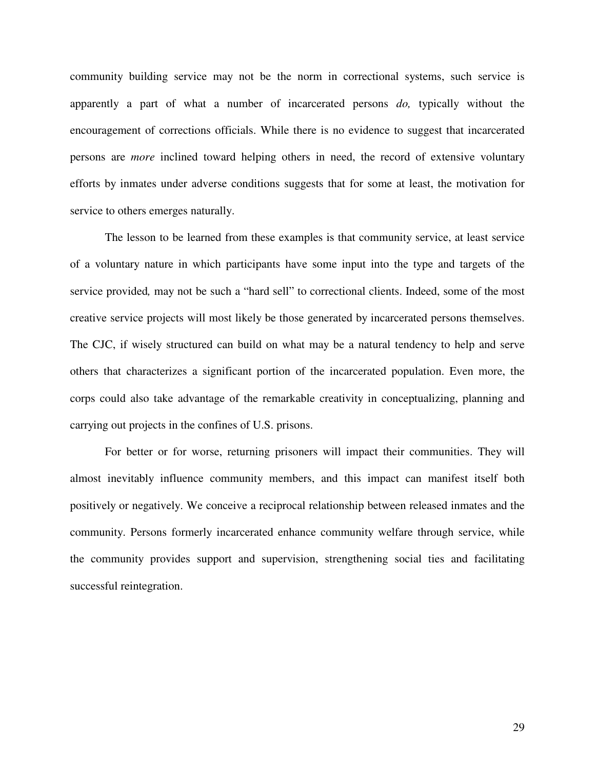community building service may not be the norm in correctional systems, such service is apparently a part of what a number of incarcerated persons *do,* typically without the encouragement of corrections officials. While there is no evidence to suggest that incarcerated persons are *more* inclined toward helping others in need, the record of extensive voluntary efforts by inmates under adverse conditions suggests that for some at least, the motivation for service to others emerges naturally.

The lesson to be learned from these examples is that community service, at least service of a voluntary nature in which participants have some input into the type and targets of the service provided*,* may not be such a "hard sell" to correctional clients. Indeed, some of the most creative service projects will most likely be those generated by incarcerated persons themselves. The CJC, if wisely structured can build on what may be a natural tendency to help and serve others that characterizes a significant portion of the incarcerated population. Even more, the corps could also take advantage of the remarkable creativity in conceptualizing, planning and carrying out projects in the confines of U.S. prisons.

For better or for worse, returning prisoners will impact their communities. They will almost inevitably influence community members, and this impact can manifest itself both positively or negatively. We conceive a reciprocal relationship between released inmates and the community. Persons formerly incarcerated enhance community welfare through service, while the community provides support and supervision, strengthening social ties and facilitating successful reintegration.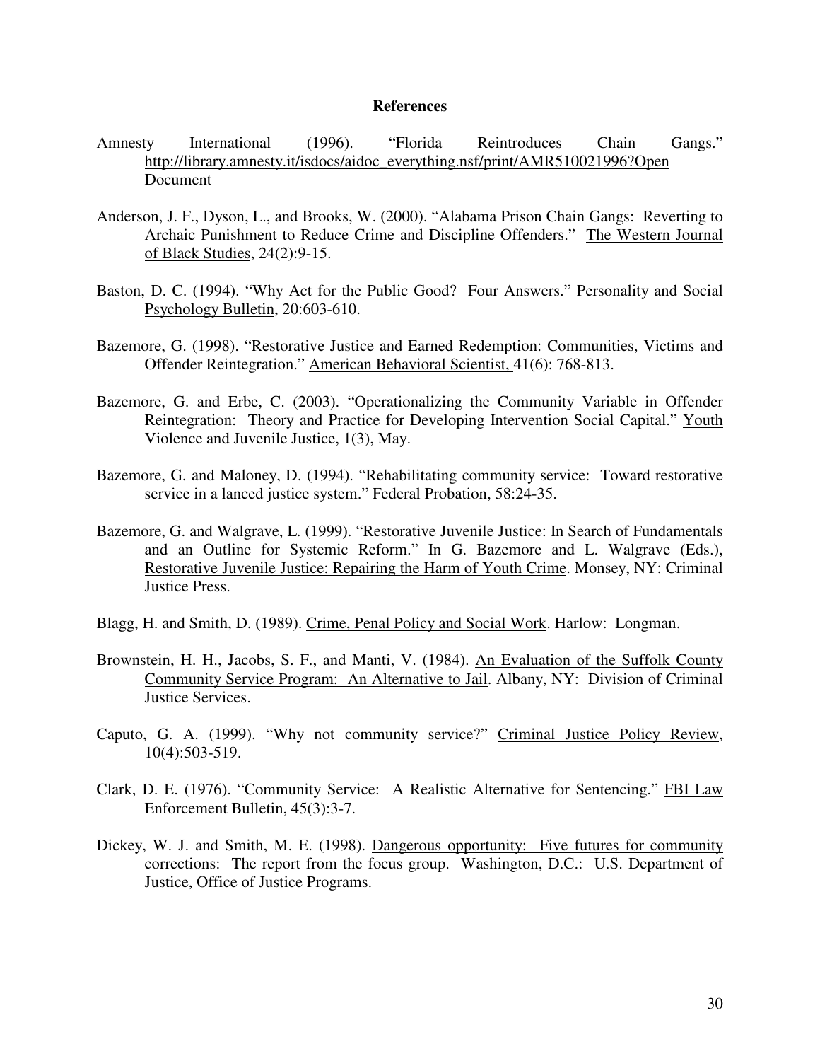## References

Amnesty International (1996). "Florida Reintroduces Chain Gangs." http://library.amnesty.it/isdocs/aidoc_everything.nsf/print/AMR510021996?OpenDocument

Anderson, J. F., Dyson, L., and Brooks, W. (2000). "Alabama Prison Chain Gangs: Reverting to Archaic Punishment to Reduce Crime and Discipline Offenders." The Western Journal of Black Studies, 24(2):9-15.

Baston, D. C. (1994). "Why Act for the Public Good? Four Answers." Personality and Social Psychology Bulletin, 20:603-610.

Bazemore, G. (1998). "Restorative Justice and Earned Redemption: Communities, Victims and Offender Reintegration." American Behavioral Scientist, 41(6): 768-813.

Bazemore, G. and Erbe, C. (2003). "Operationalizing the Community Variable in Offender Reintegration: Theory and Practice for Developing Intervention Social Capital." Youth Violence and Juvenile Justice, 1(3), May.

Bazemore, G. and Maloney, D. (1994). "Rehabilitating community service: Toward restorative service in a lanced justice system." Federal Probation, 58:24-35.

Bazemore, G. and Walgrave, L. (1999). "Restorative Juvenile Justice: In Search of Fundamentals and an Outline for Systemic Reform." In G. Bazemore and L. Walgrave (Eds.), Restorative Juvenile Justice: Repairing the Harm of Youth Crime. Monsey, NY: Criminal Justice Press.

Blagg, H. and Smith, D. (1989). Crime, Penal Policy and Social Work. Harlow: Longman.

Brownstein, H. H., Jacobs, S. F., and Manti, V. (1984). An Evaluation of the Suffolk County Community Service Program: An Alternative to Jail. Albany, NY: Division of Criminal Justice Services.

Caputo, G. A. (1999). "Why not community service?" Criminal Justice Policy Review, 10(4):503-519.

Clark, D. E. (1976). "Community Service: A Realistic Alternative for Sentencing." FBI Law Enforcement Bulletin, 45(3):3-7.

Dickey, W. J. and Smith, M. E. (1998). Dangerous opportunity: Five futures for community corrections: The report from the focus group. Washington, D.C.: U.S. Department of Justice, Office of Justice Programs.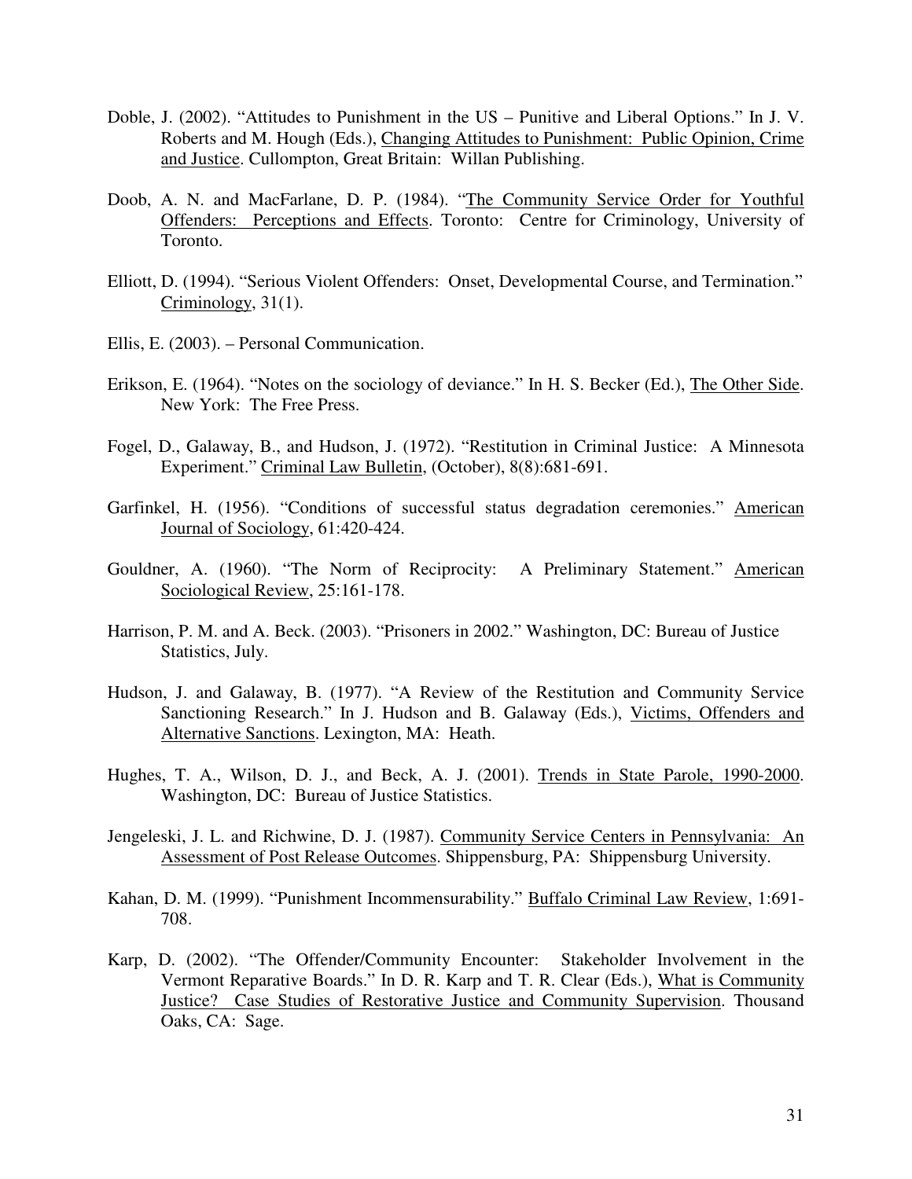Doble, J. (2002). "Attitudes to Punishment in the US – Punitive and Liberal Options." In J. V. Roberts and M. Hough (Eds.), Changing Attitudes to Punishment: Public Opinion, Crime and Justice. Cullompton, Great Britain: Willan Publishing.

Doob, A. N. and MacFarlane, D. P. (1984). "The Community Service Order for Youthful Offenders: Perceptions and Effects. Toronto: Centre for Criminology, University of Toronto.

Elliott, D. (1994). "Serious Violent Offenders: Onset, Developmental Course, and Termination." Criminology, 31(1).

Ellis, E. (2003). – Personal Communication.

Erikson, E. (1964). "Notes on the sociology of deviance." In H. S. Becker (Ed.), The Other Side. New York: The Free Press.

Fogel, D., Galaway, B., and Hudson, J. (1972). "Restitution in Criminal Justice: A Minnesota Experiment." Criminal Law Bulletin, (October), 8(8):681-691.

Garfinkel, H. (1956). "Conditions of successful status degradation ceremonies." American Journal of Sociology, 61:420-424.

Gouldner, A. (1960). "The Norm of Reciprocity: A Preliminary Statement." American Sociological Review, 25:161-178.

Harrison, P. M. and A. Beck. (2003). "Prisoners in 2002." Washington, DC: Bureau of Justice Statistics, July.

Hudson, J. and Galaway, B. (1977). "A Review of the Restitution and Community Service Sanctioning Research." In J. Hudson and B. Galaway (Eds.), Victims, Offenders and Alternative Sanctions. Lexington, MA: Heath.

Hughes, T. A., Wilson, D. J., and Beck, A. J. (2001). Trends in State Parole, 1990-2000. Washington, DC: Bureau of Justice Statistics.

Jengeleski, J. L. and Richwine, D. J. (1987). Community Service Centers in Pennsylvania: An Assessment of Post Release Outcomes. Shippensburg, PA: Shippensburg University.

Kahan, D. M. (1999). "Punishment Incommensurability." Buffalo Criminal Law Review, 1:691-708.

Karp, D. (2002). "The Offender/Community Encounter: Stakeholder Involvement in the Vermont Reparative Boards." In D. R. Karp and T. R. Clear (Eds.), What is Community Justice? Case Studies of Restorative Justice and Community Supervision. Thousand Oaks, CA: Sage.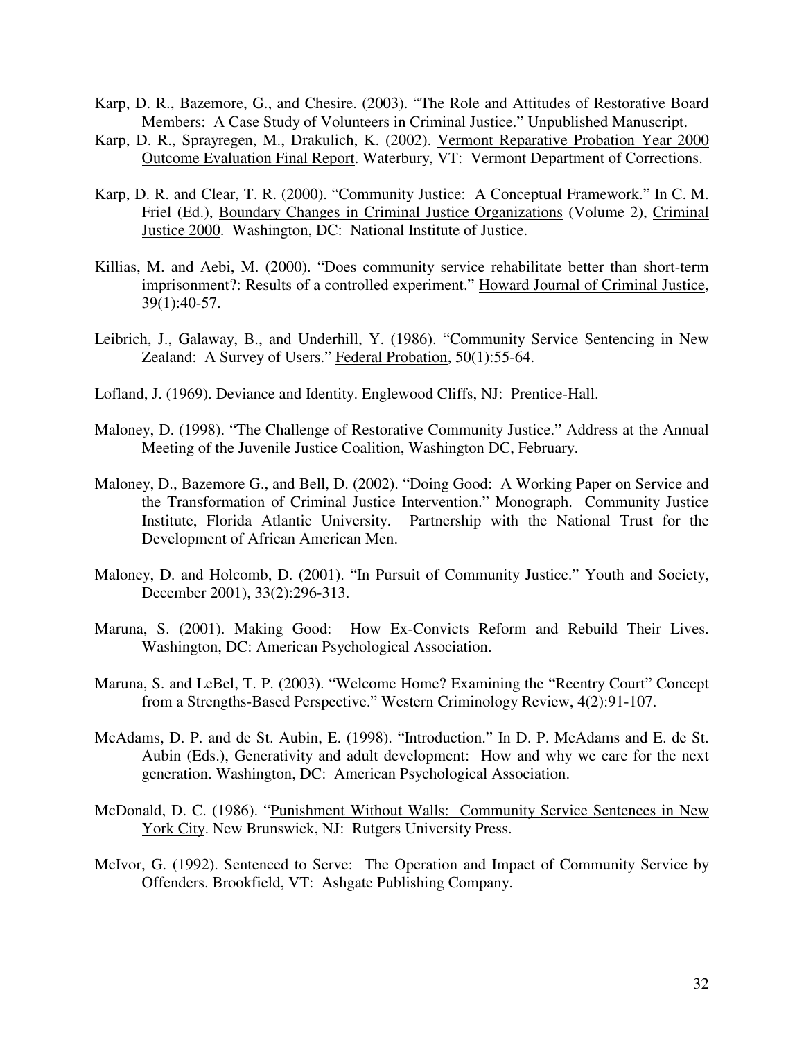Karp, D. R., Bazemore, G., and Chesire. (2003). "The Role and Attitudes of Restorative Board Members: A Case Study of Volunteers in Criminal Justice." Unpublished Manuscript.

Karp, D. R., Sprayregen, M., Drakulich, K. (2002). Vermont Reparative Probation Year 2000 Outcome Evaluation Final Report. Waterbury, VT: Vermont Department of Corrections.

Karp, D. R. and Clear, T. R. (2000). "Community Justice: A Conceptual Framework." In C. M. Friel (Ed.), Boundary Changes in Criminal Justice Organizations (Volume 2), Criminal Justice 2000. Washington, DC: National Institute of Justice.

Killias, M. and Aebi, M. (2000). "Does community service rehabilitate better than short-term imprisonment?: Results of a controlled experiment." Howard Journal of Criminal Justice, 39(1):40-57.

Leibrich, J., Galaway, B., and Underhill, Y. (1986). "Community Service Sentencing in New Zealand: A Survey of Users." Federal Probation, 50(1):55-64.

Lofland, J. (1969). Deviance and Identity. Englewood Cliffs, NJ: Prentice-Hall.

Maloney, D. (1998). "The Challenge of Restorative Community Justice." Address at the Annual Meeting of the Juvenile Justice Coalition, Washington DC, February.

Maloney, D., Bazemore G., and Bell, D. (2002). "Doing Good: A Working Paper on Service and the Transformation of Criminal Justice Intervention." Monograph. Community Justice Institute, Florida Atlantic University. Partnership with the National Trust for the Development of African American Men.

Maloney, D. and Holcomb, D. (2001). "In Pursuit of Community Justice." Youth and Society, December 2001), 33(2):296-313.

Maruna, S. (2001). Making Good: How Ex-Convicts Reform and Rebuild Their Lives. Washington, DC: American Psychological Association.

Maruna, S. and LeBel, T. P. (2003). "Welcome Home? Examining the "Reentry Court" Concept from a Strengths-Based Perspective." Western Criminology Review, 4(2):91-107.

McAdams, D. P. and de St. Aubin, E. (1998). "Introduction." In D. P. McAdams and E. de St. Aubin (Eds.), Generativity and adult development: How and why we care for the next generation. Washington, DC: American Psychological Association.

McDonald, D. C. (1986). "Punishment Without Walls: Community Service Sentences in New York City. New Brunswick, NJ: Rutgers University Press.

McIvor, G. (1992). Sentenced to Serve: The Operation and Impact of Community Service by Offenders. Brookfield, VT: Ashgate Publishing Company.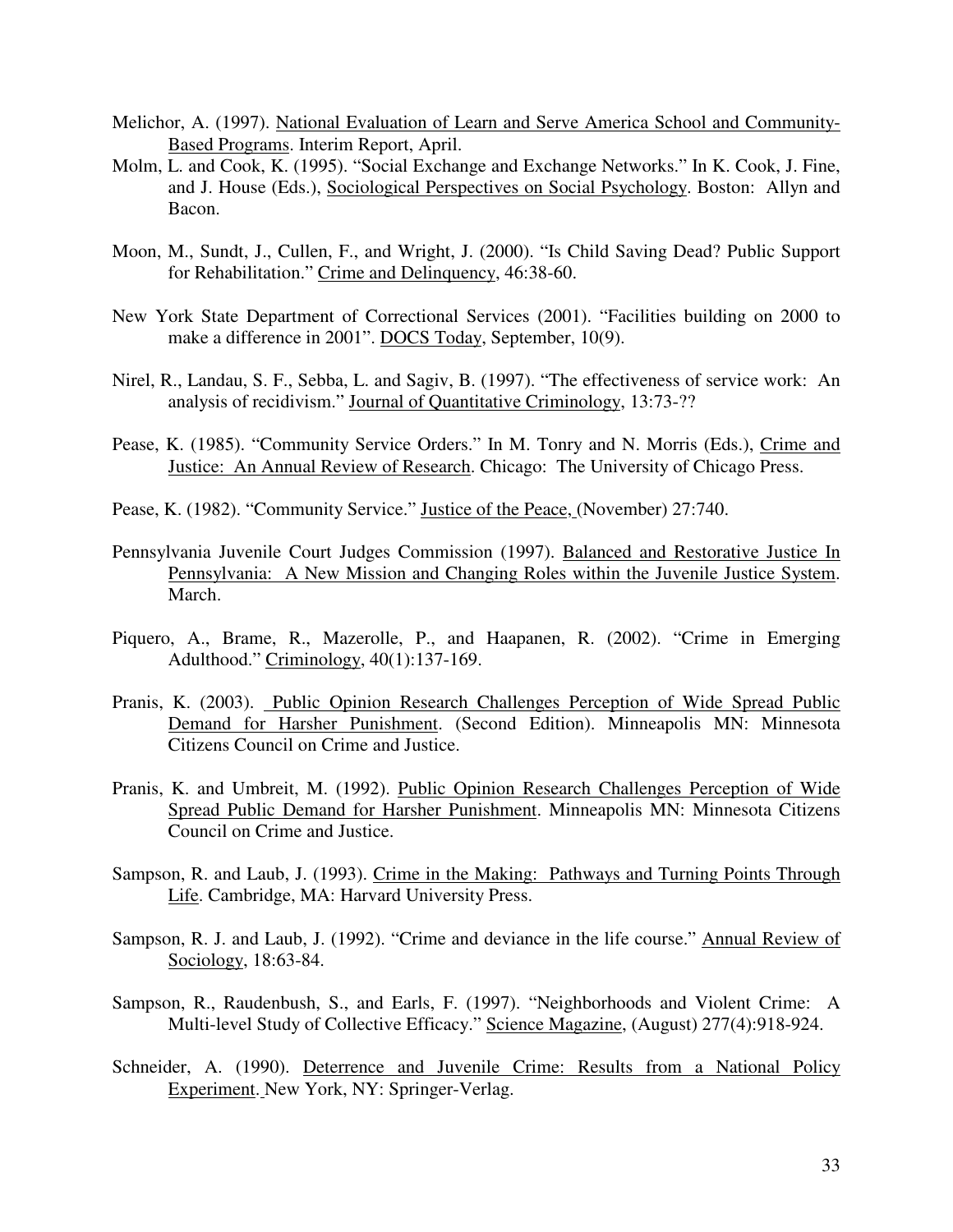Melichor, A. (1997). National Evaluation of Learn and Serve America School and Community-Based Programs. Interim Report, April.

Molm, L. and Cook, K. (1995). "Social Exchange and Exchange Networks." In K. Cook, J. Fine, and J. House (Eds.), Sociological Perspectives on Social Psychology. Boston: Allyn and Bacon.

Moon, M., Sundt, J., Cullen, F., and Wright, J. (2000). "Is Child Saving Dead? Public Support for Rehabilitation." Crime and Delinquency, 46:38-60.

New York State Department of Correctional Services (2001). "Facilities building on 2000 to make a difference in 2001". DOCS Today, September, 10(9).

Nirel, R., Landau, S. F., Sebba, L. and Sagiv, B. (1997). "The effectiveness of service work: An analysis of recidivism." Journal of Quantitative Criminology, 13:73-??

Pease, K. (1985). "Community Service Orders." In M. Tonry and N. Morris (Eds.), Crime and Justice: An Annual Review of Research. Chicago: The University of Chicago Press.

Pease, K. (1982). "Community Service." Justice of the Peace, (November) 27:740.

Pennsylvania Juvenile Court Judges Commission (1997). Balanced and Restorative Justice In Pennsylvania: A New Mission and Changing Roles within the Juvenile Justice System. March.

Piquero, A., Brame, R., Mazerolle, P., and Haapanen, R. (2002). "Crime in Emerging Adulthood." Criminology, 40(1):137-169.

Pranis, K. (2003). Public Opinion Research Challenges Perception of Wide Spread Public Demand for Harsher Punishment. (Second Edition). Minneapolis MN: Minnesota Citizens Council on Crime and Justice.

Pranis, K. and Umbreit, M. (1992). Public Opinion Research Challenges Perception of Wide Spread Public Demand for Harsher Punishment. Minneapolis MN: Minnesota Citizens Council on Crime and Justice.

Sampson, R. and Laub, J. (1993). Crime in the Making: Pathways and Turning Points Through Life. Cambridge, MA: Harvard University Press.

Sampson, R. J. and Laub, J. (1992). "Crime and deviance in the life course." Annual Review of Sociology, 18:63-84.

Sampson, R., Raudenbush, S., and Earls, F. (1997). "Neighborhoods and Violent Crime: A Multi-level Study of Collective Efficacy." Science Magazine, (August) 277(4):918-924.

Schneider, A. (1990). Deterrence and Juvenile Crime: Results from a National Policy Experiment. New York, NY: Springer-Verlag.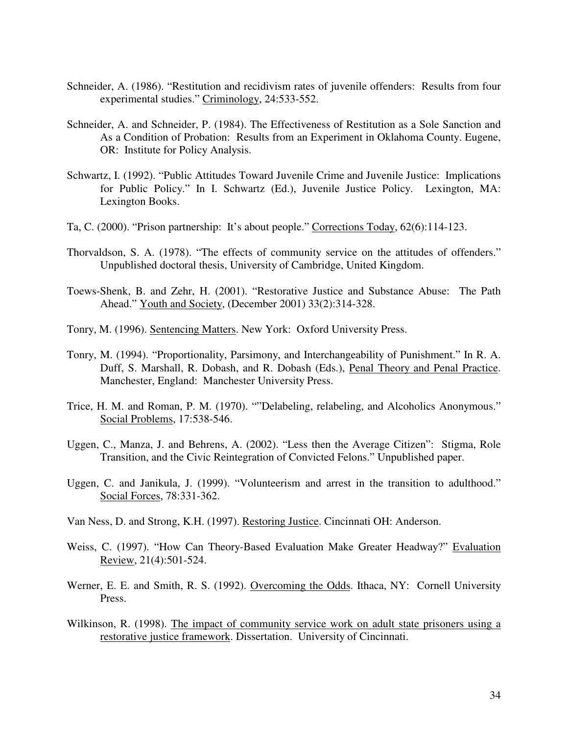Schneider, A. (1986). "Restitution and recidivism rates of juvenile offenders: Results from four experimental studies." Criminology, 24:533-552.

Schneider, A. and Schneider, P. (1984). The Effectiveness of Restitution as a Sole Sanction and As a Condition of Probation: Results from an Experiment in Oklahoma County. Eugene, OR: Institute for Policy Analysis.

Schwartz, I. (1992). "Public Attitudes Toward Juvenile Crime and Juvenile Justice: Implications for Public Policy." In I. Schwartz (Ed.), Juvenile Justice Policy. Lexington, MA: Lexington Books.

Ta, C. (2000). "Prison partnership: It's about people." Corrections Today, 62(6):114-123.

Thorvaldson, S. A. (1978). "The effects of community service on the attitudes of offenders." Unpublished doctoral thesis, University of Cambridge, United Kingdom.

Toews-Shenk, B. and Zehr, H. (2001). "Restorative Justice and Substance Abuse: The Path Ahead." Youth and Society, (December 2001) 33(2):314-328.

Tonry, M. (1996). Sentencing Matters. New York: Oxford University Press.

Tonry, M. (1994). "Proportionality, Parsimony, and Interchangeability of Punishment." In R. A. Duff, S. Marshall, R. Dobash, and R. Dobash (Eds.), Penal Theory and Penal Practice. Manchester, England: Manchester University Press.

Trice, H. M. and Roman, P. M. (1970). ""Delabeling, relabeling, and Alcoholics Anonymous." Social Problems, 17:538-546.

Uggen, C., Manza, J. and Behrens, A. (2002). "Less then the Average Citizen": Stigma, Role Transition, and the Civic Reintegration of Convicted Felons." Unpublished paper.

Uggen, C. and Janikula, J. (1999). "Volunteerism and arrest in the transition to adulthood." Social Forces, 78:331-362.

Van Ness, D. and Strong, K.H. (1997). Restoring Justice. Cincinnati OH: Anderson.

Weiss, C. (1997). "How Can Theory-Based Evaluation Make Greater Headway?" Evaluation Review, 21(4):501-524.

Werner, E. E. and Smith, R. S. (1992). Overcoming the Odds. Ithaca, NY: Cornell University Press.

Wilkinson, R. (1998). The impact of community service work on adult state prisoners using a restorative justice framework. Dissertation. University of Cincinnati.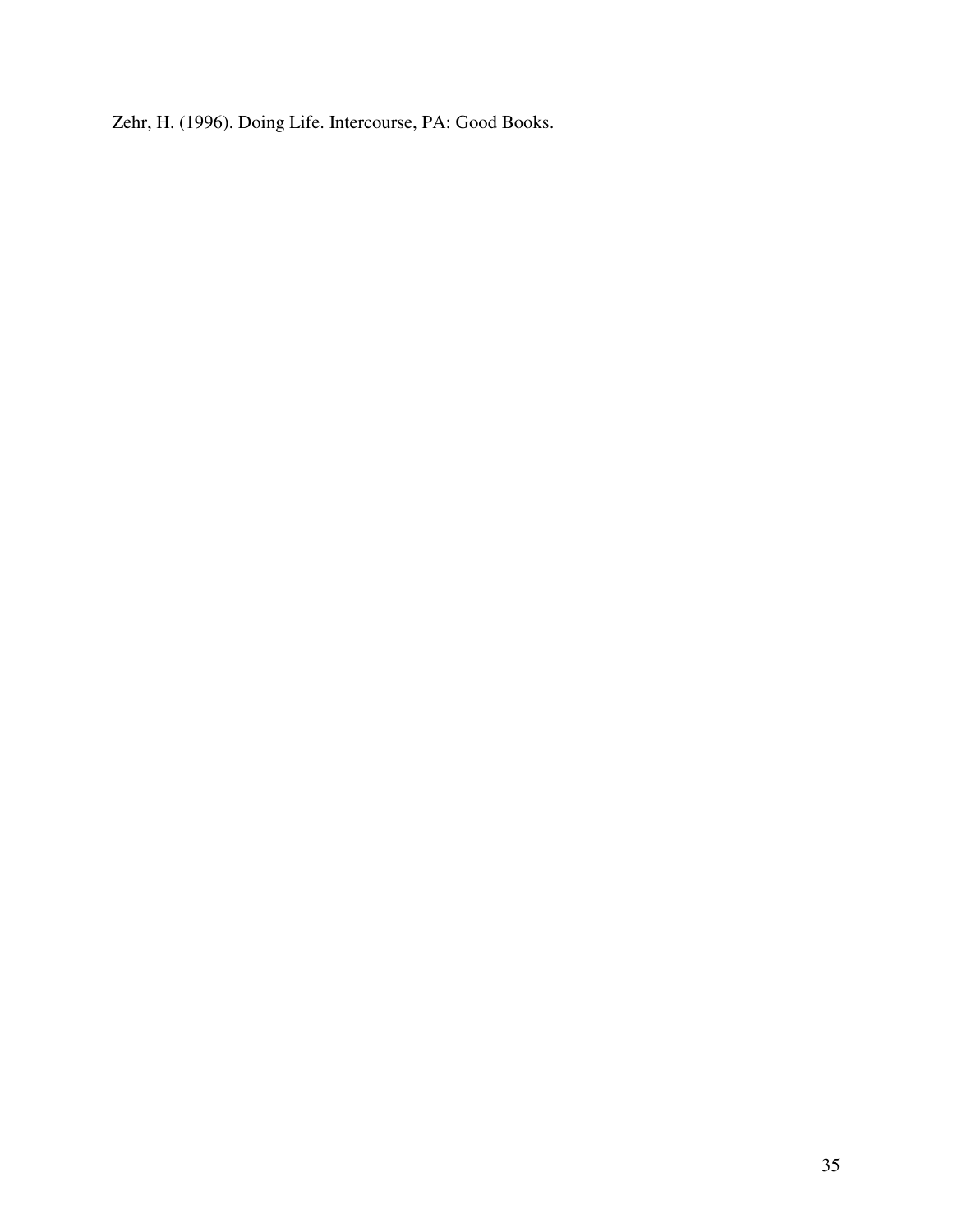Zehr, H. (1996). Doing Life. Intercourse, PA: Good Books.